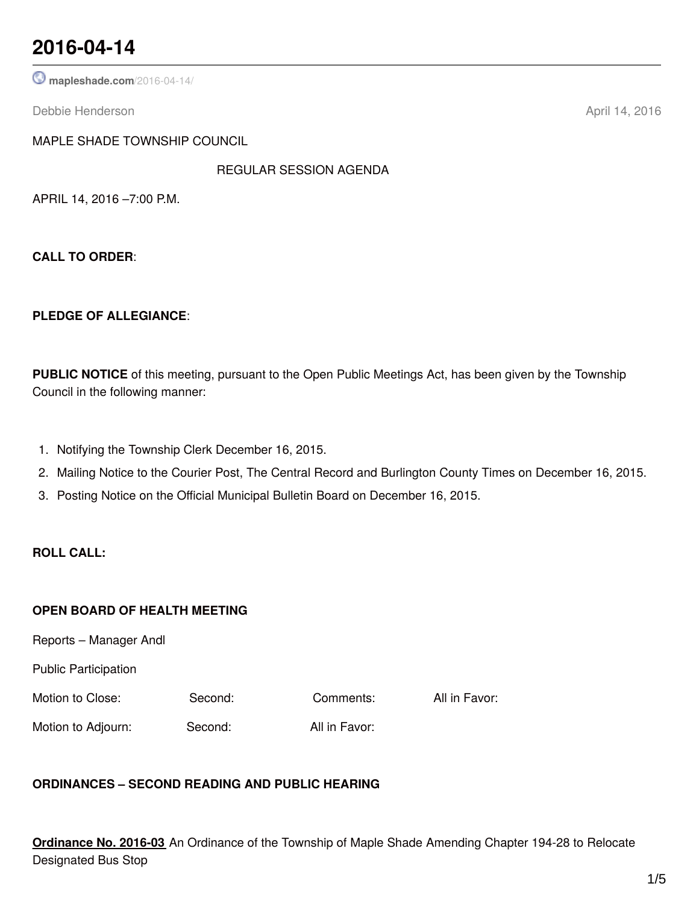# 2016-04-14

mapleshade.com/2016-04-14/

Debbie Henderson April 14, 2016

MAPLE SHADE TOWNSHIP COUNCIL

REGULAR SESSION AGENDA

APRIL 14, 2016 –7:00 P.M.

**CALL TO ORDER**:

**PLEDGE OF ALLEGIANCE**:

**PUBLIC NOTICE** of this meeting, pursuant to the Open Public Meetings Act, has been given by the Township Council in the following manner:

1. Notifying the Township Clerk December 16, 2015.
2. Mailing Notice to the Courier Post, The Central Record and Burlington County Times on December 16, 2015.
3. Posting Notice on the Official Municipal Bulletin Board on December 16, 2015.

**ROLL CALL:**

**OPEN BOARD OF HEALTH MEETING**

Reports – Manager Andl

Public Participation

Motion to Close: Second: Comments: All in Favor:

Motion to Adjourn: Second: All in Favor:

**ORDINANCES – SECOND READING AND PUBLIC HEARING**

**Ordinance No. 2016-03** An Ordinance of the Township of Maple Shade Amending Chapter 194-28 to Relocate Designated Bus Stop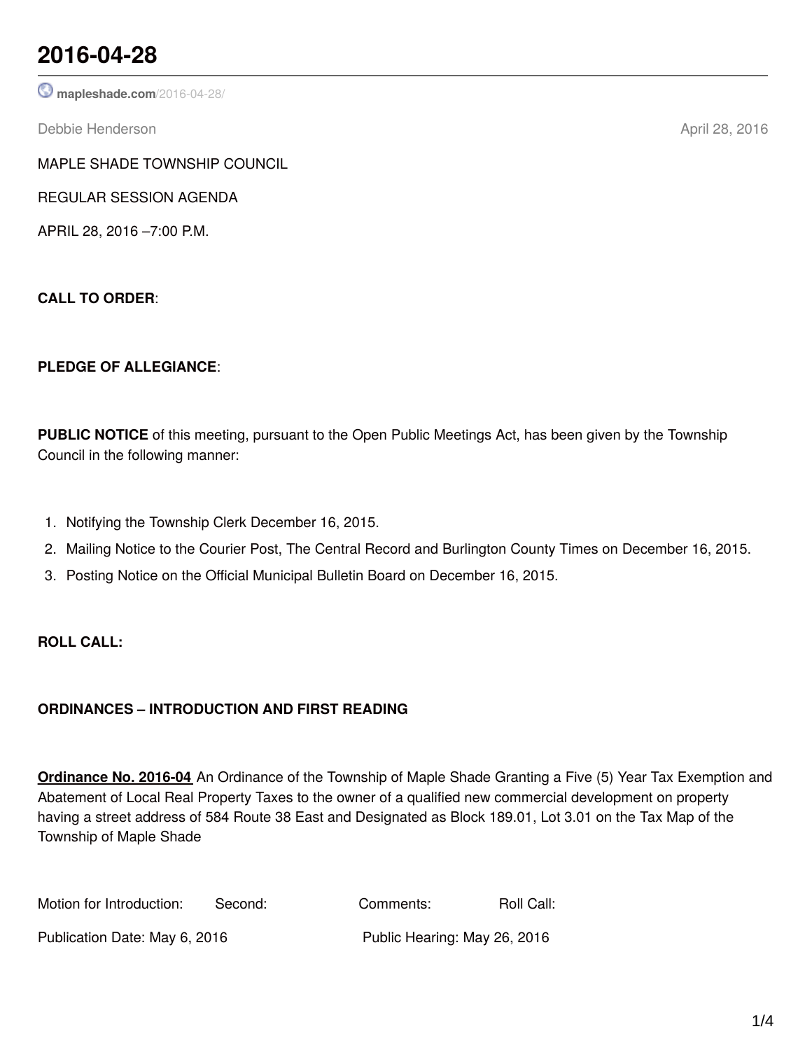# 2016-04-28

mapleshade.com/2016-04-28/

Debbie Henderson April 28, 2016

MAPLE SHADE TOWNSHIP COUNCIL

REGULAR SESSION AGENDA

APRIL 28, 2016 –7:00 P.M.

**CALL TO ORDER**:

**PLEDGE OF ALLEGIANCE**:

**PUBLIC NOTICE** of this meeting, pursuant to the Open Public Meetings Act, has been given by the Township Council in the following manner:

1. Notifying the Township Clerk December 16, 2015.
2. Mailing Notice to the Courier Post, The Central Record and Burlington County Times on December 16, 2015.
3. Posting Notice on the Official Municipal Bulletin Board on December 16, 2015.

**ROLL CALL:**

**ORDINANCES – INTRODUCTION AND FIRST READING**

**Ordinance No. 2016-04** An Ordinance of the Township of Maple Shade Granting a Five (5) Year Tax Exemption and Abatement of Local Real Property Taxes to the owner of a qualified new commercial development on property having a street address of 584 Route 38 East and Designated as Block 189.01, Lot 3.01 on the Tax Map of the Township of Maple Shade

Motion for Introduction: Second: Comments: Roll Call:

Publication Date: May 6, 2016 Public Hearing: May 26, 2016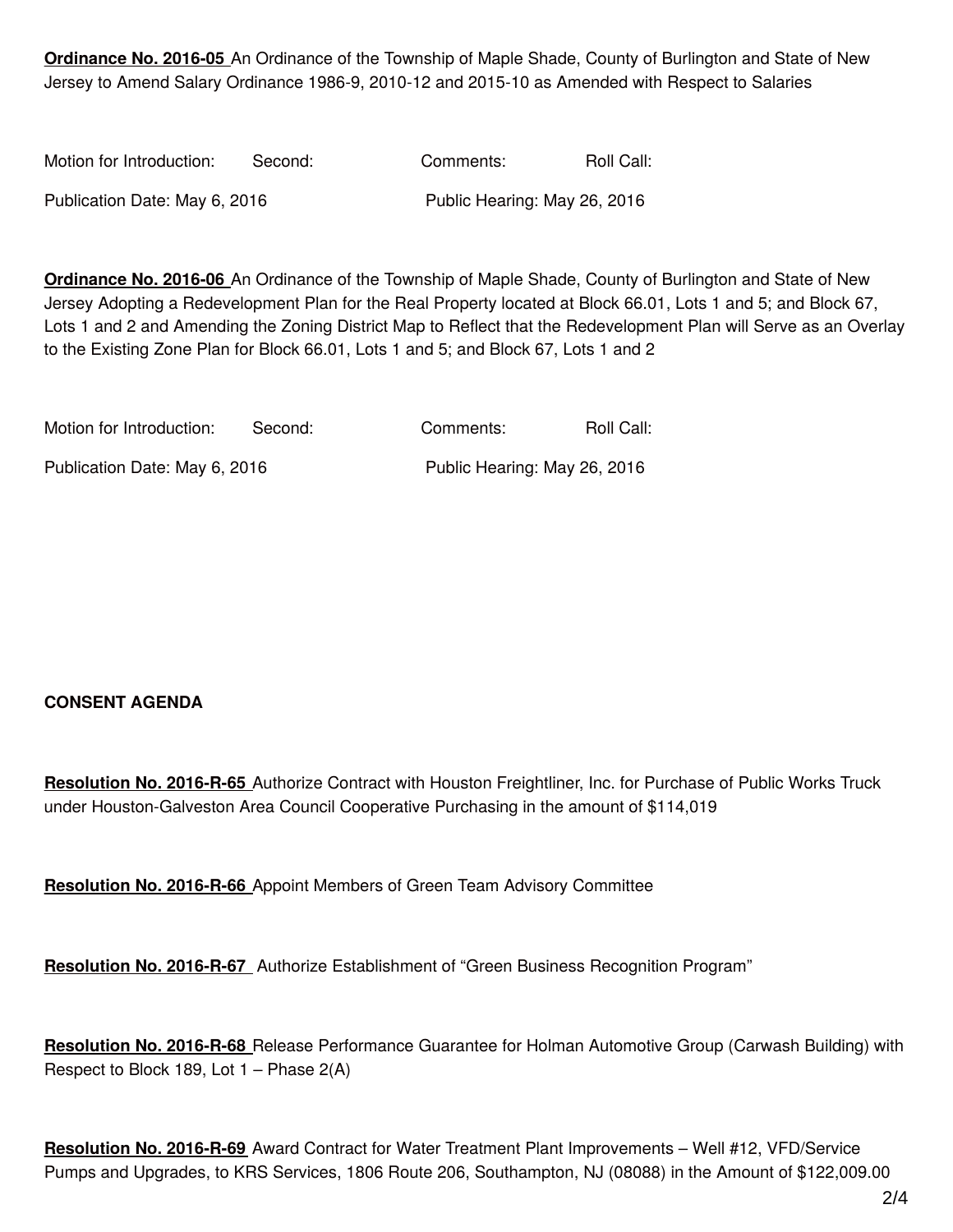**Ordinance No. 2016-05** An Ordinance of the Township of Maple Shade, County of Burlington and State of New Jersey to Amend Salary Ordinance 1986-9, 2010-12 and 2015-10 as Amended with Respect to Salaries

Motion for Introduction: Second: Comments: Roll Call:

Publication Date: May 6, 2016 Public Hearing: May 26, 2016

**Ordinance No. 2016-06** An Ordinance of the Township of Maple Shade, County of Burlington and State of New Jersey Adopting a Redevelopment Plan for the Real Property located at Block 66.01, Lots 1 and 5; and Block 67, Lots 1 and 2 and Amending the Zoning District Map to Reflect that the Redevelopment Plan will Serve as an Overlay to the Existing Zone Plan for Block 66.01, Lots 1 and 5; and Block 67, Lots 1 and 2

Motion for Introduction: Second: Comments: Roll Call:

Publication Date: May 6, 2016 Public Hearing: May 26, 2016

**CONSENT AGENDA**

**Resolution No. 2016-R-65** Authorize Contract with Houston Freightliner, Inc. for Purchase of Public Works Truck under Houston-Galveston Area Council Cooperative Purchasing in the amount of $114,019

**Resolution No. 2016-R-66** Appoint Members of Green Team Advisory Committee

**Resolution No. 2016-R-67** Authorize Establishment of “Green Business Recognition Program”

**Resolution No. 2016-R-68** Release Performance Guarantee for Holman Automotive Group (Carwash Building) with Respect to Block 189, Lot 1 – Phase 2(A)

**Resolution No. 2016-R-69** Award Contract for Water Treatment Plant Improvements – Well #12, VFD/Service Pumps and Upgrades, to KRS Services, 1806 Route 206, Southampton, NJ (08088) in the Amount of $122,009.00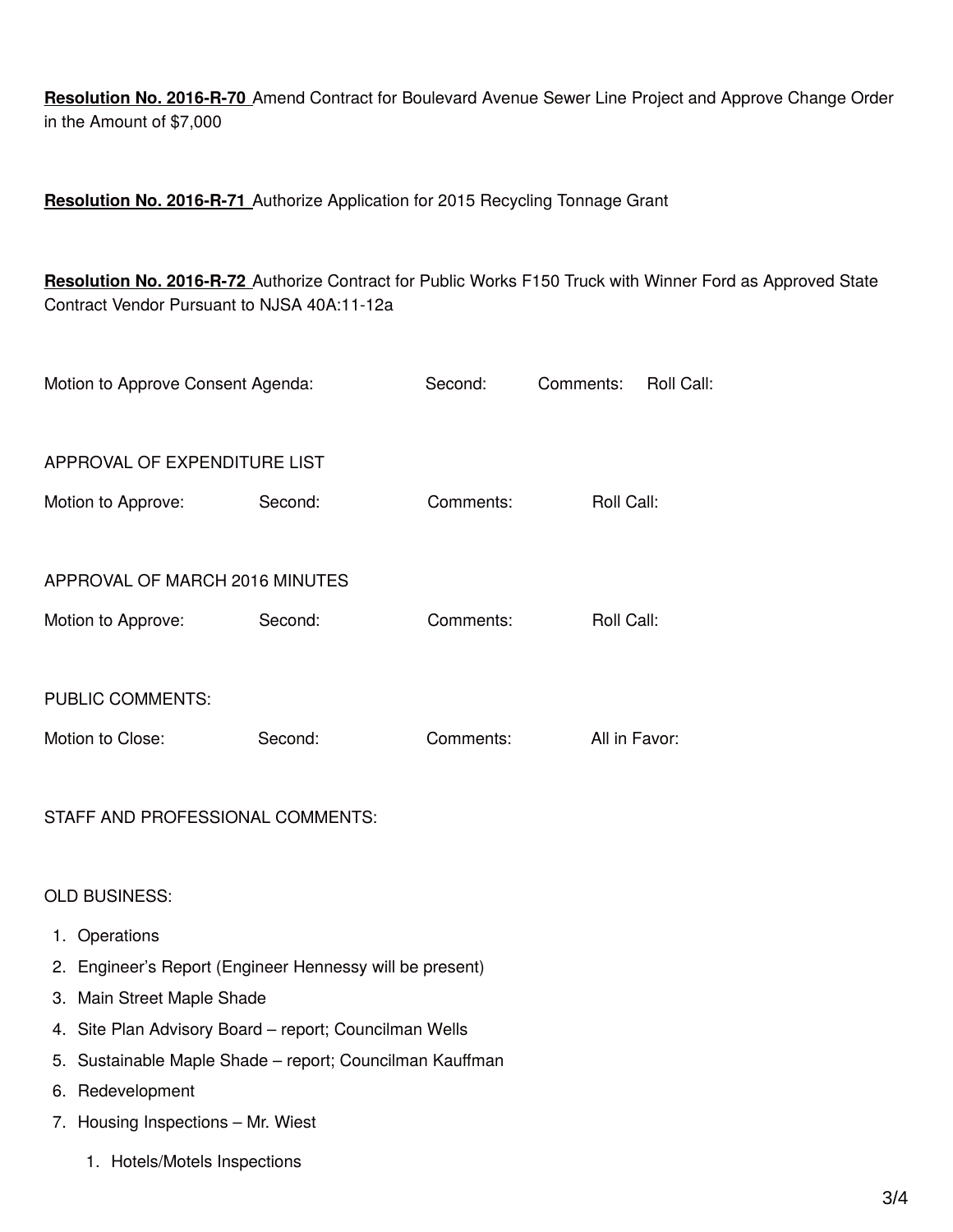**Resolution No. 2016-R-70** Amend Contract for Boulevard Avenue Sewer Line Project and Approve Change Order in the Amount of $7,000

**Resolution No. 2016-R-71** Authorize Application for 2015 Recycling Tonnage Grant

**Resolution No. 2016-R-72** Authorize Contract for Public Works F150 Truck with Winner Ford as Approved State Contract Vendor Pursuant to NJSA 40A:11-12a

Motion to Approve Consent Agenda: Second: Comments: Roll Call:

APPROVAL OF EXPENDITURE LIST

Motion to Approve: Second: Comments: Roll Call:

APPROVAL OF MARCH 2016 MINUTES

Motion to Approve: Second: Comments: Roll Call:

PUBLIC COMMENTS:

Motion to Close: Second: Comments: All in Favor:

STAFF AND PROFESSIONAL COMMENTS:

OLD BUSINESS:

1. Operations
2. Engineer's Report (Engineer Hennessy will be present)
3. Main Street Maple Shade
4. Site Plan Advisory Board – report; Councilman Wells
5. Sustainable Maple Shade – report; Councilman Kauffman
6. Redevelopment
7. Housing Inspections – Mr. Wiest
    1. Hotels/Motels Inspections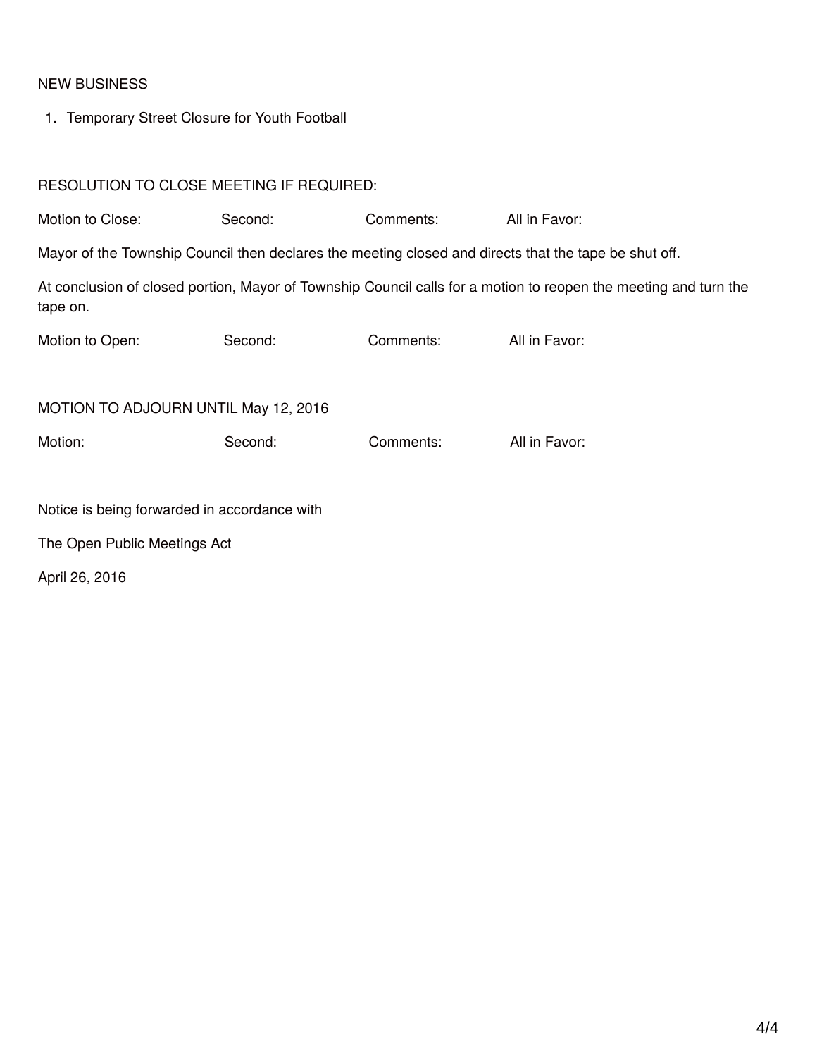NEW BUSINESS

1. Temporary Street Closure for Youth Football

RESOLUTION TO CLOSE MEETING IF REQUIRED:

Motion to Close: Second: Comments: All in Favor:

Mayor of the Township Council then declares the meeting closed and directs that the tape be shut off.

At conclusion of closed portion, Mayor of Township Council calls for a motion to reopen the meeting and turn the tape on.

Motion to Open: Second: Comments: All in Favor:

MOTION TO ADJOURN UNTIL May 12, 2016

Motion: Second: Comments: All in Favor:

Notice is being forwarded in accordance with

The Open Public Meetings Act

April 26, 2016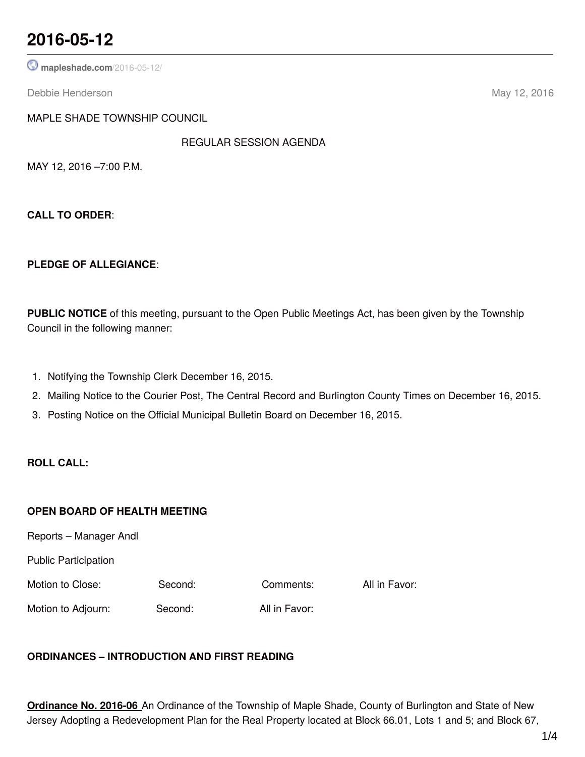# 2016-05-12

mapleshade.com/2016-05-12/

Debbie Henderson May 12, 2016

MAPLE SHADE TOWNSHIP COUNCIL

REGULAR SESSION AGENDA

MAY 12, 2016 –7:00 P.M.

**CALL TO ORDER**:

**PLEDGE OF ALLEGIANCE**:

**PUBLIC NOTICE** of this meeting, pursuant to the Open Public Meetings Act, has been given by the Township Council in the following manner:

1. Notifying the Township Clerk December 16, 2015.
2. Mailing Notice to the Courier Post, The Central Record and Burlington County Times on December 16, 2015.
3. Posting Notice on the Official Municipal Bulletin Board on December 16, 2015.

**ROLL CALL:**

**OPEN BOARD OF HEALTH MEETING**

Reports – Manager Andl

Public Participation

Motion to Close: Second: Comments: All in Favor:

Motion to Adjourn: Second: All in Favor:

**ORDINANCES – INTRODUCTION AND FIRST READING**

**Ordinance No. 2016-06** An Ordinance of the Township of Maple Shade, County of Burlington and State of New Jersey Adopting a Redevelopment Plan for the Real Property located at Block 66.01, Lots 1 and 5; and Block 67,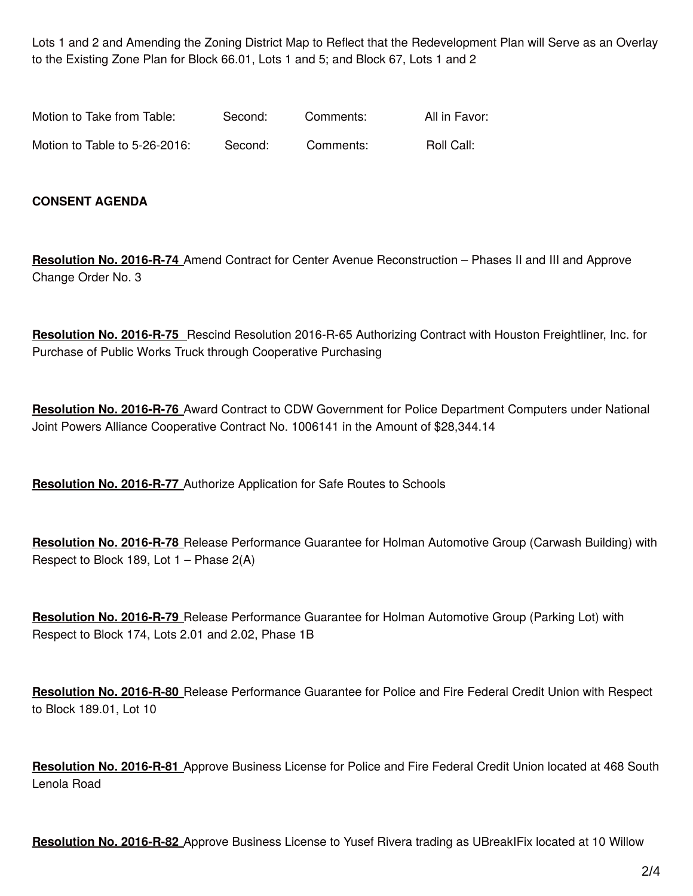Lots 1 and 2 and Amending the Zoning District Map to Reflect that the Redevelopment Plan will Serve as an Overlay to the Existing Zone Plan for Block 66.01, Lots 1 and 5; and Block 67, Lots 1 and 2

Motion to Take from Table: Second: Comments: All in Favor:

Motion to Table to 5-26-2016: Second: Comments: Roll Call:

**CONSENT AGENDA**

**Resolution No. 2016-R-74** Amend Contract for Center Avenue Reconstruction – Phases II and III and Approve Change Order No. 3

**Resolution No. 2016-R-75** Rescind Resolution 2016-R-65 Authorizing Contract with Houston Freightliner, Inc. for Purchase of Public Works Truck through Cooperative Purchasing

**Resolution No. 2016-R-76** Award Contract to CDW Government for Police Department Computers under National Joint Powers Alliance Cooperative Contract No. 1006141 in the Amount of $28,344.14

**Resolution No. 2016-R-77** Authorize Application for Safe Routes to Schools

**Resolution No. 2016-R-78** Release Performance Guarantee for Holman Automotive Group (Carwash Building) with Respect to Block 189, Lot 1 – Phase 2(A)

**Resolution No. 2016-R-79** Release Performance Guarantee for Holman Automotive Group (Parking Lot) with Respect to Block 174, Lots 2.01 and 2.02, Phase 1B

**Resolution No. 2016-R-80** Release Performance Guarantee for Police and Fire Federal Credit Union with Respect to Block 189.01, Lot 10

**Resolution No. 2016-R-81** Approve Business License for Police and Fire Federal Credit Union located at 468 South Lenola Road

**Resolution No. 2016-R-82** Approve Business License to Yusef Rivera trading as UBreakIFix located at 10 Willow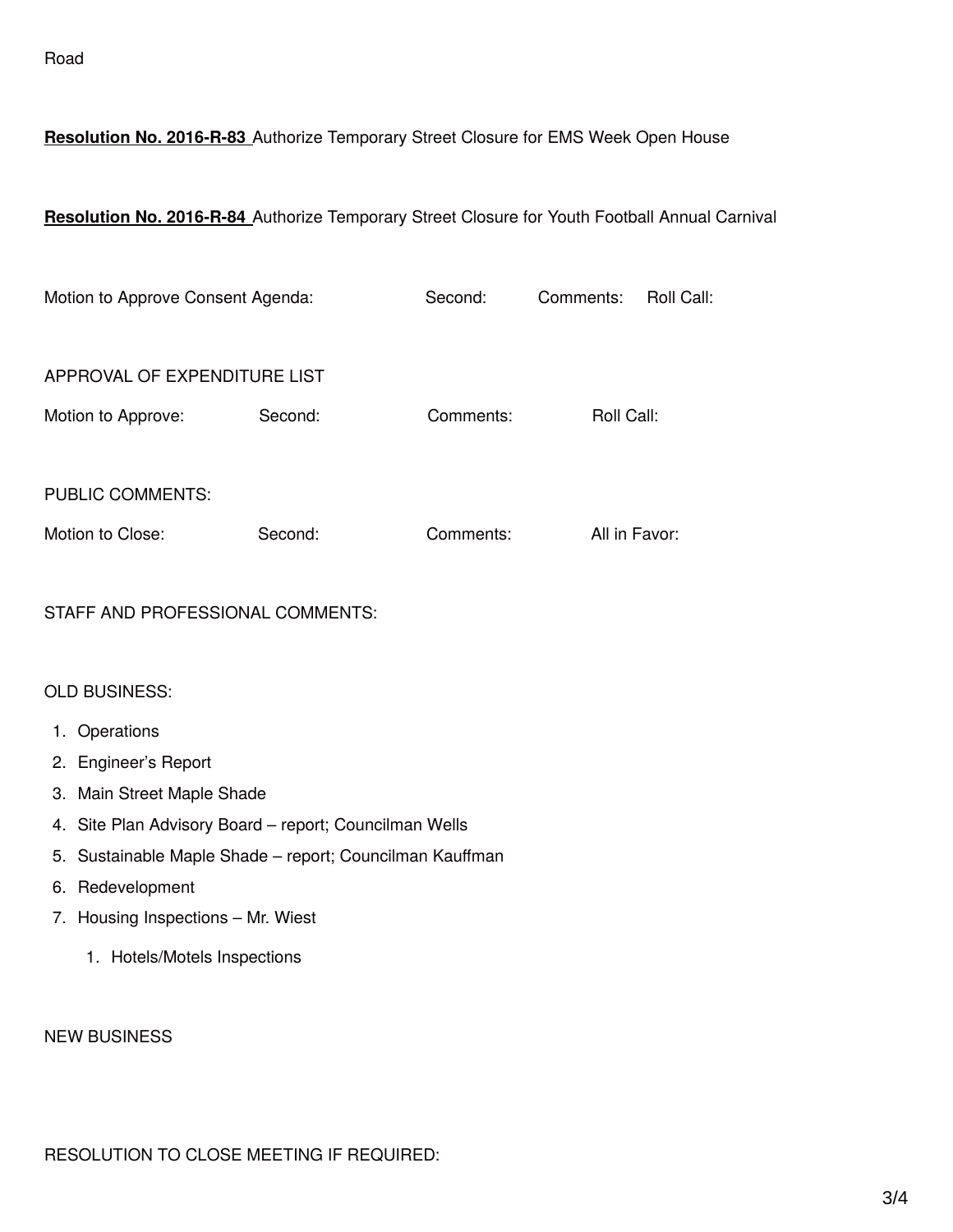Road

**Resolution No. 2016-R-83** Authorize Temporary Street Closure for EMS Week Open House

**Resolution No. 2016-R-84** Authorize Temporary Street Closure for Youth Football Annual Carnival

Motion to Approve Consent Agenda: Second: Comments: Roll Call:

APPROVAL OF EXPENDITURE LIST

Motion to Approve: Second: Comments: Roll Call:

PUBLIC COMMENTS:

Motion to Close: Second: Comments: All in Favor:

STAFF AND PROFESSIONAL COMMENTS:

OLD BUSINESS:

1. Operations
2. Engineer's Report
3. Main Street Maple Shade
4. Site Plan Advisory Board – report; Councilman Wells
5. Sustainable Maple Shade – report; Councilman Kauffman
6. Redevelopment
7. Housing Inspections – Mr. Wiest
    1. Hotels/Motels Inspections

NEW BUSINESS

RESOLUTION TO CLOSE MEETING IF REQUIRED: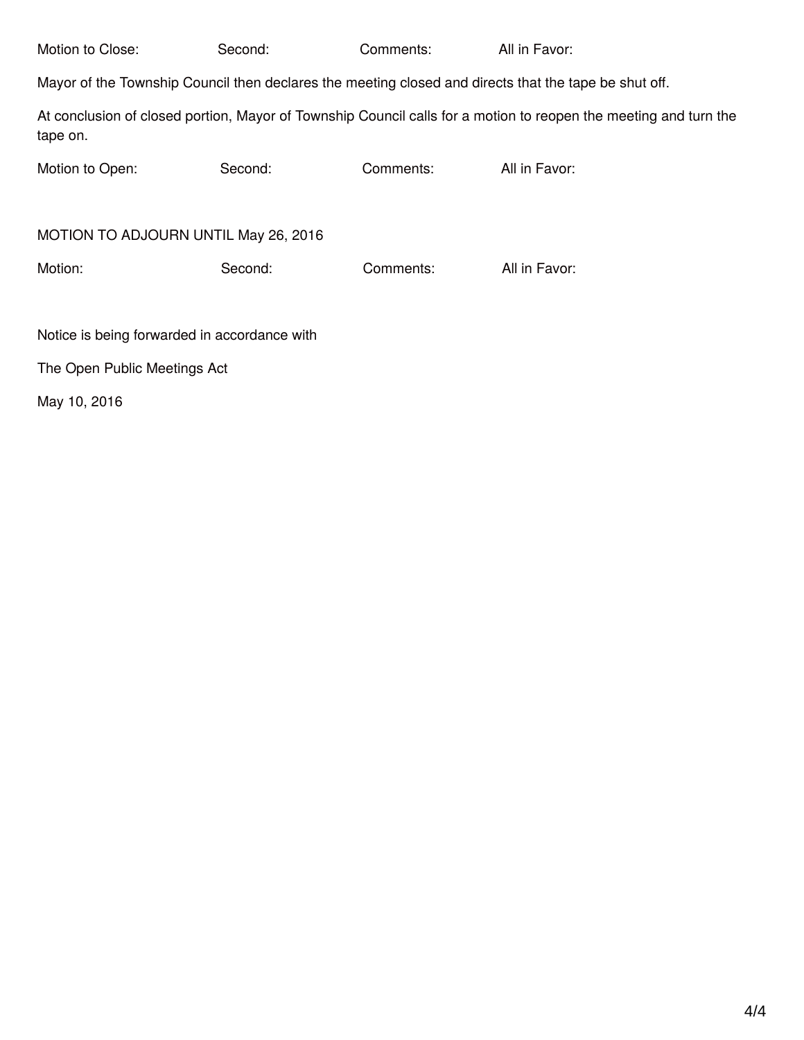Motion to Close: Second: Comments: All in Favor:

Mayor of the Township Council then declares the meeting closed and directs that the tape be shut off.

At conclusion of closed portion, Mayor of Township Council calls for a motion to reopen the meeting and turn the tape on.

Motion to Open: Second: Comments: All in Favor:

MOTION TO ADJOURN UNTIL May 26, 2016

Motion: Second: Comments: All in Favor:

Notice is being forwarded in accordance with

The Open Public Meetings Act

May 10, 2016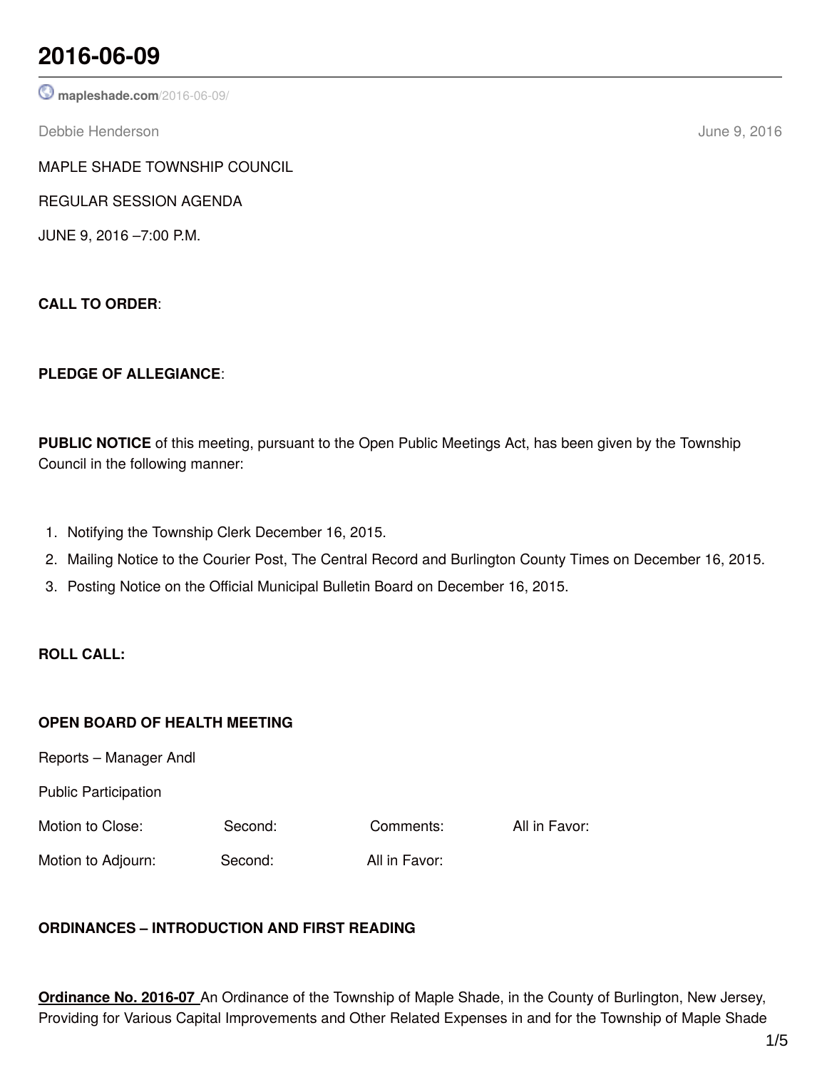# 2016-06-09

mapleshade.com/2016-06-09/

Debbie Henderson June 9, 2016

MAPLE SHADE TOWNSHIP COUNCIL

REGULAR SESSION AGENDA

JUNE 9, 2016 –7:00 P.M.

**CALL TO ORDER**:

**PLEDGE OF ALLEGIANCE**:

**PUBLIC NOTICE** of this meeting, pursuant to the Open Public Meetings Act, has been given by the Township Council in the following manner:

1. Notifying the Township Clerk December 16, 2015.
2. Mailing Notice to the Courier Post, The Central Record and Burlington County Times on December 16, 2015.
3. Posting Notice on the Official Municipal Bulletin Board on December 16, 2015.

**ROLL CALL:**

**OPEN BOARD OF HEALTH MEETING**

Reports – Manager Andl

Public Participation

Motion to Close: Second: Comments: All in Favor:

Motion to Adjourn: Second: All in Favor:

**ORDINANCES – INTRODUCTION AND FIRST READING**

**Ordinance No. 2016-07** An Ordinance of the Township of Maple Shade, in the County of Burlington, New Jersey, Providing for Various Capital Improvements and Other Related Expenses in and for the Township of Maple Shade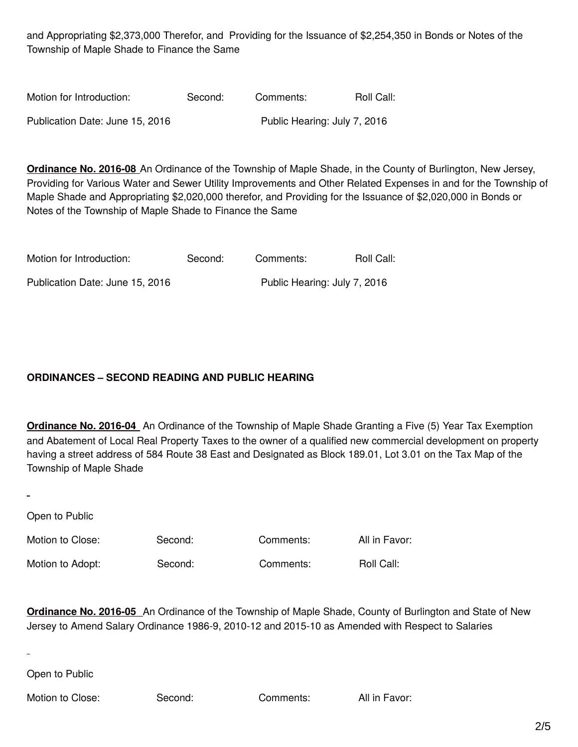and Appropriating $2,373,000 Therefor, and Providing for the Issuance of $2,254,350 in Bonds or Notes of the Township of Maple Shade to Finance the Same

| Motion for Introduction: | Second: | Comments: | Roll Call: |
|---|---|---|---|

Publication Date: June 15, 2016 Public Hearing: July 7, 2016

**Ordinance No. 2016-08** An Ordinance of the Township of Maple Shade, in the County of Burlington, New Jersey, Providing for Various Water and Sewer Utility Improvements and Other Related Expenses in and for the Township of Maple Shade and Appropriating $2,020,000 therefor, and Providing for the Issuance of $2,020,000 in Bonds or Notes of the Township of Maple Shade to Finance the Same

| Motion for Introduction: | Second: | Comments: | Roll Call: |
|---|---|---|---|

Publication Date: June 15, 2016 Public Hearing: July 7, 2016

**ORDINANCES – SECOND READING AND PUBLIC HEARING**

**Ordinance No. 2016-04** An Ordinance of the Township of Maple Shade Granting a Five (5) Year Tax Exemption and Abatement of Local Real Property Taxes to the owner of a qualified new commercial development on property having a street address of 584 Route 38 East and Designated as Block 189.01, Lot 3.01 on the Tax Map of the Township of Maple Shade

Open to Public

| Motion to Close: | Second: | Comments: | All in Favor: |
|---|---|---|---|
| Motion to Adopt: | Second: | Comments: | Roll Call: |

**Ordinance No. 2016-05** An Ordinance of the Township of Maple Shade, County of Burlington and State of New Jersey to Amend Salary Ordinance 1986-9, 2010-12 and 2015-10 as Amended with Respect to Salaries

Open to Public

| Motion to Close: | Second: | Comments: | All in Favor: |
|---|---|---|---|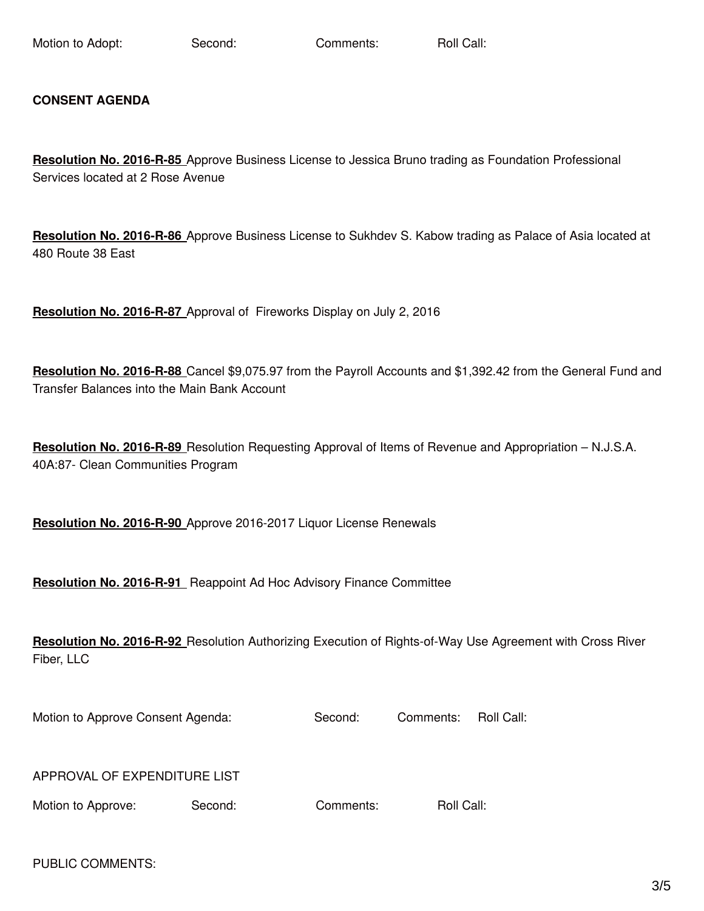Motion to Adopt: Second: Comments: Roll Call:

**CONSENT AGENDA**

**Resolution No. 2016-R-85** Approve Business License to Jessica Bruno trading as Foundation Professional Services located at 2 Rose Avenue

**Resolution No. 2016-R-86** Approve Business License to Sukhdev S. Kabow trading as Palace of Asia located at 480 Route 38 East

**Resolution No. 2016-R-87** Approval of Fireworks Display on July 2, 2016

**Resolution No. 2016-R-88** Cancel $9,075.97 from the Payroll Accounts and $1,392.42 from the General Fund and Transfer Balances into the Main Bank Account

**Resolution No. 2016-R-89** Resolution Requesting Approval of Items of Revenue and Appropriation – N.J.S.A. 40A:87- Clean Communities Program

**Resolution No. 2016-R-90** Approve 2016-2017 Liquor License Renewals

**Resolution No. 2016-R-91** Reappoint Ad Hoc Advisory Finance Committee

**Resolution No. 2016-R-92** Resolution Authorizing Execution of Rights-of-Way Use Agreement with Cross River Fiber, LLC

Motion to Approve Consent Agenda: Second: Comments: Roll Call:

APPROVAL OF EXPENDITURE LIST

Motion to Approve: Second: Comments: Roll Call:

PUBLIC COMMENTS: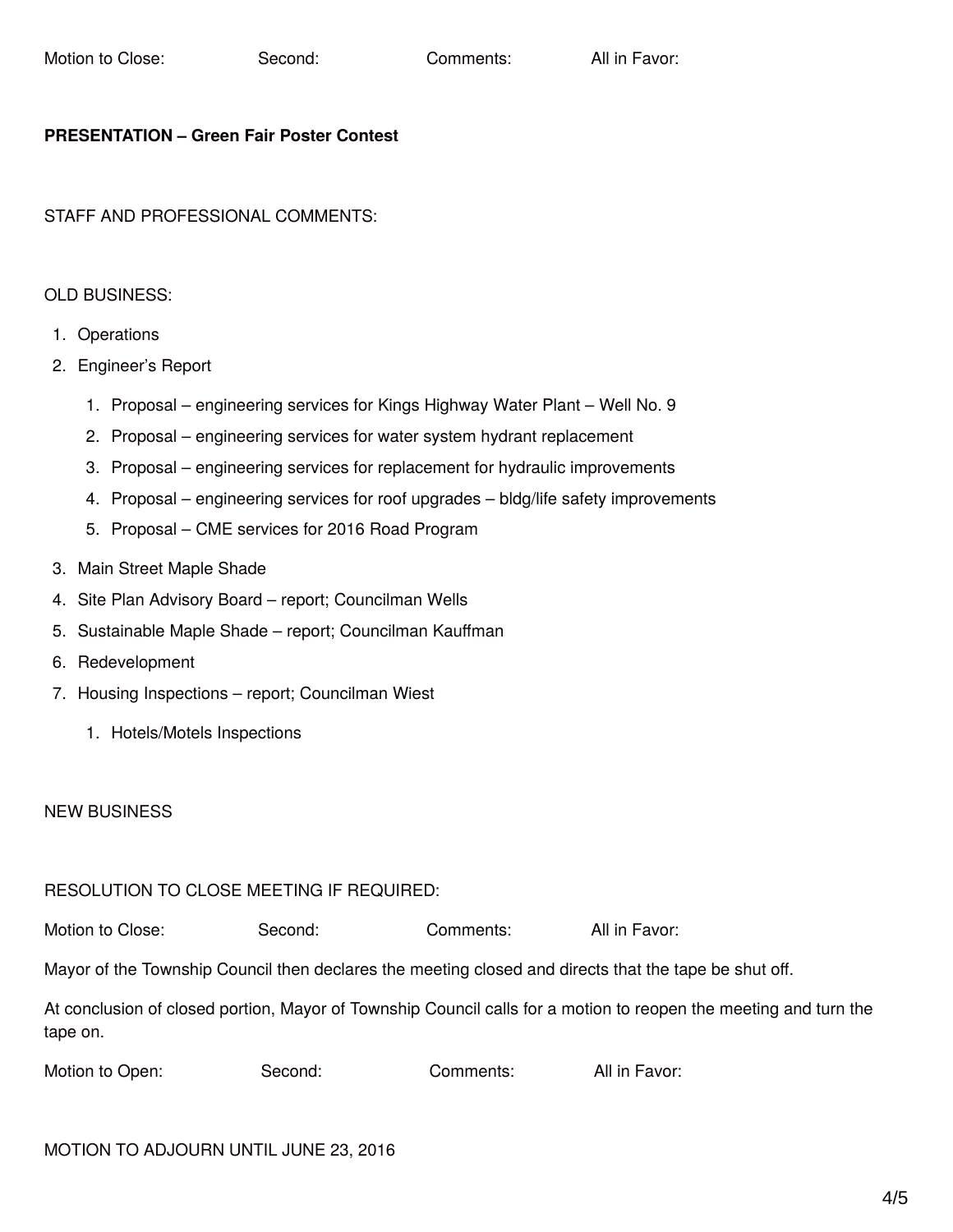Motion to Close: Second: Comments: All in Favor:

**PRESENTATION – Green Fair Poster Contest**

STAFF AND PROFESSIONAL COMMENTS:

OLD BUSINESS:

1. Operations
2. Engineer's Report
    1. Proposal – engineering services for Kings Highway Water Plant – Well No. 9
    2. Proposal – engineering services for water system hydrant replacement
    3. Proposal – engineering services for replacement for hydraulic improvements
    4. Proposal – engineering services for roof upgrades – bldg/life safety improvements
    5. Proposal – CME services for 2016 Road Program
3. Main Street Maple Shade
4. Site Plan Advisory Board – report; Councilman Wells
5. Sustainable Maple Shade – report; Councilman Kauffman
6. Redevelopment
7. Housing Inspections – report; Councilman Wiest
    1. Hotels/Motels Inspections

NEW BUSINESS

RESOLUTION TO CLOSE MEETING IF REQUIRED:

Motion to Close: Second: Comments: All in Favor:

Mayor of the Township Council then declares the meeting closed and directs that the tape be shut off.

At conclusion of closed portion, Mayor of Township Council calls for a motion to reopen the meeting and turn the tape on.

Motion to Open: Second: Comments: All in Favor:

MOTION TO ADJOURN UNTIL JUNE 23, 2016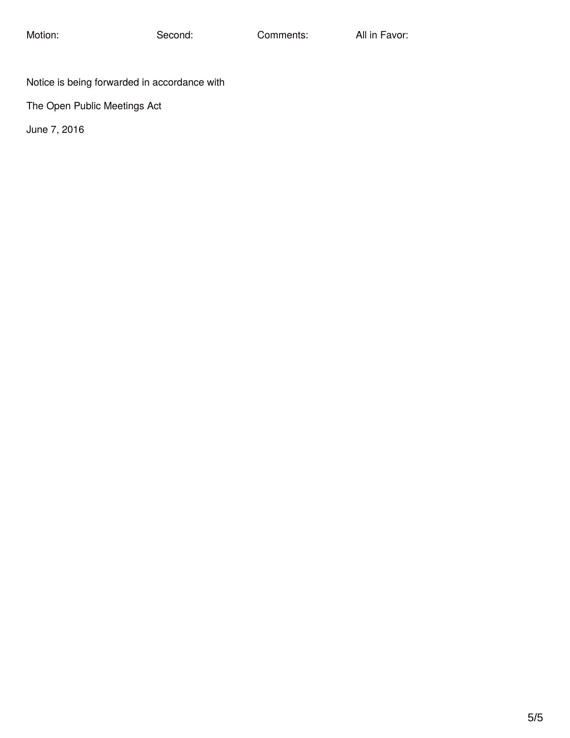Motion: Second: Comments: All in Favor:

Notice is being forwarded in accordance with

The Open Public Meetings Act

June 7, 2016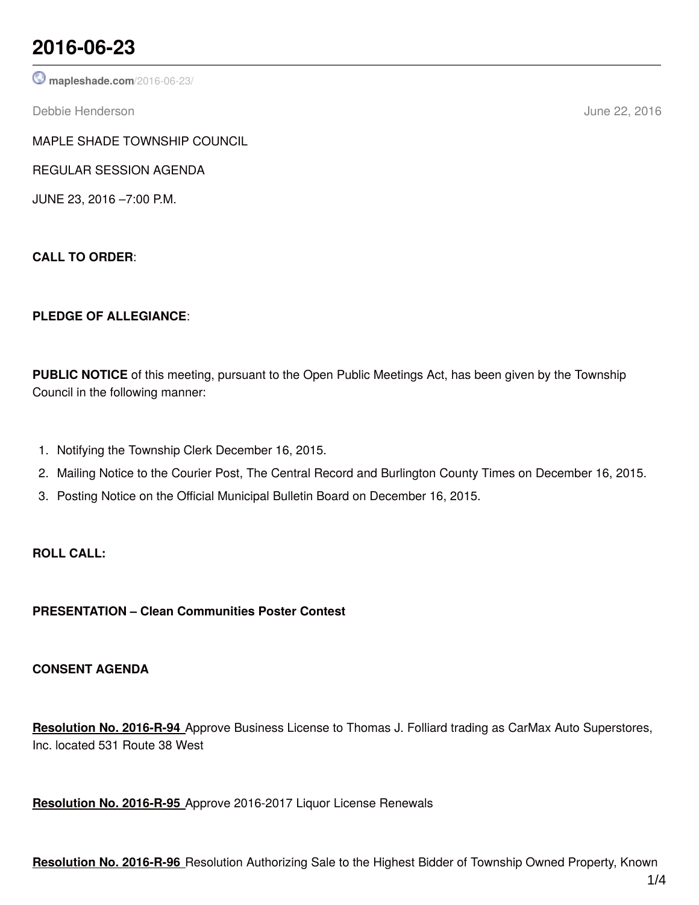# 2016-06-23

mapleshade.com/2016-06-23/

Debbie Henderson June 22, 2016

MAPLE SHADE TOWNSHIP COUNCIL

REGULAR SESSION AGENDA

JUNE 23, 2016 –7:00 P.M.

**CALL TO ORDER**:

**PLEDGE OF ALLEGIANCE**:

**PUBLIC NOTICE** of this meeting, pursuant to the Open Public Meetings Act, has been given by the Township Council in the following manner:

1. Notifying the Township Clerk December 16, 2015.
2. Mailing Notice to the Courier Post, The Central Record and Burlington County Times on December 16, 2015.
3. Posting Notice on the Official Municipal Bulletin Board on December 16, 2015.

**ROLL CALL:**

**PRESENTATION – Clean Communities Poster Contest**

**CONSENT AGENDA**

**Resolution No. 2016-R-94** Approve Business License to Thomas J. Folliard trading as CarMax Auto Superstores, Inc. located 531 Route 38 West

**Resolution No. 2016-R-95** Approve 2016-2017 Liquor License Renewals

**Resolution No. 2016-R-96** Resolution Authorizing Sale to the Highest Bidder of Township Owned Property, Known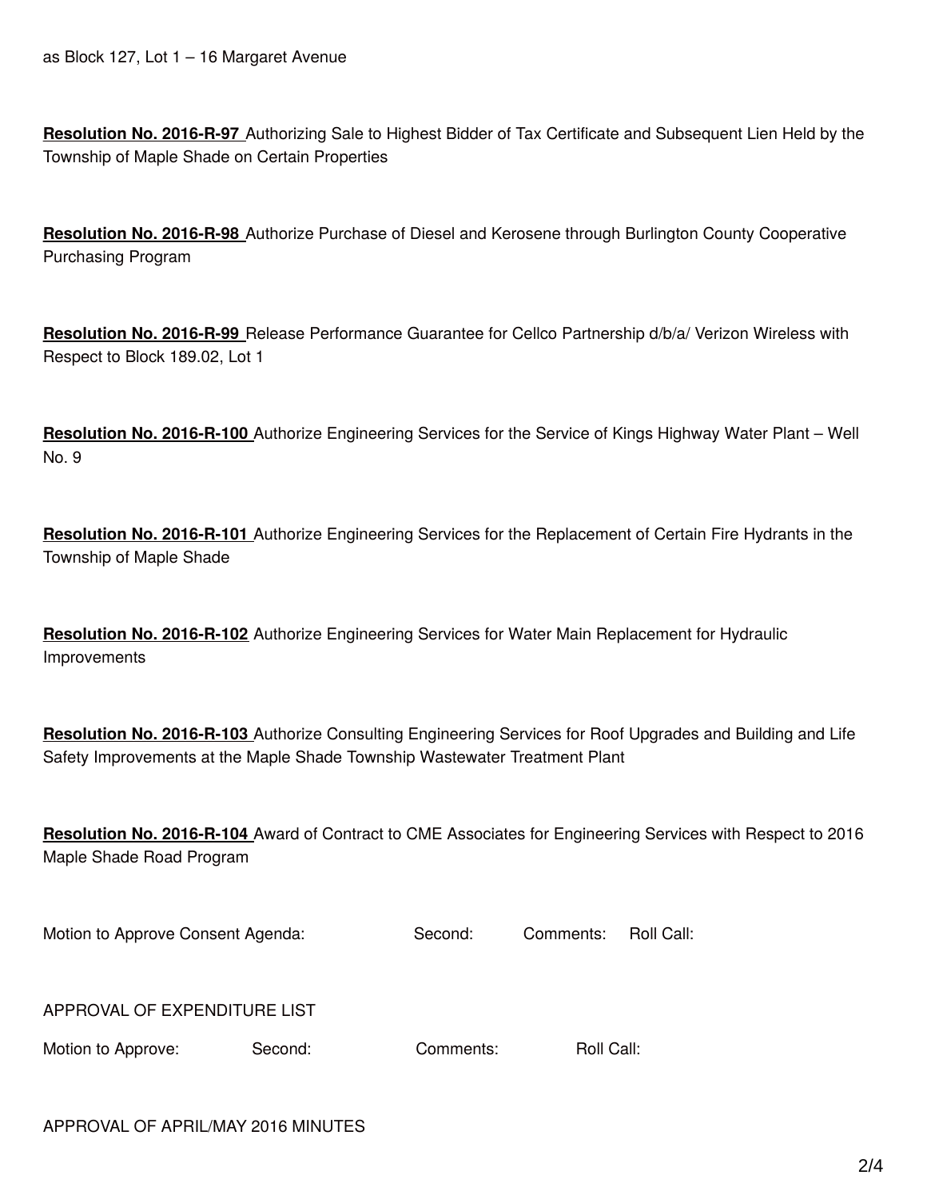as Block 127, Lot 1 – 16 Margaret Avenue

**Resolution No. 2016-R-97** Authorizing Sale to Highest Bidder of Tax Certificate and Subsequent Lien Held by the Township of Maple Shade on Certain Properties

**Resolution No. 2016-R-98** Authorize Purchase of Diesel and Kerosene through Burlington County Cooperative Purchasing Program

**Resolution No. 2016-R-99** Release Performance Guarantee for Cellco Partnership d/b/a/ Verizon Wireless with Respect to Block 189.02, Lot 1

**Resolution No. 2016-R-100** Authorize Engineering Services for the Service of Kings Highway Water Plant – Well No. 9

**Resolution No. 2016-R-101** Authorize Engineering Services for the Replacement of Certain Fire Hydrants in the Township of Maple Shade

**Resolution No. 2016-R-102** Authorize Engineering Services for Water Main Replacement for Hydraulic Improvements

**Resolution No. 2016-R-103** Authorize Consulting Engineering Services for Roof Upgrades and Building and Life Safety Improvements at the Maple Shade Township Wastewater Treatment Plant

**Resolution No. 2016-R-104** Award of Contract to CME Associates for Engineering Services with Respect to 2016 Maple Shade Road Program

Motion to Approve Consent Agenda: Second: Comments: Roll Call:

APPROVAL OF EXPENDITURE LIST

Motion to Approve: Second: Comments: Roll Call:

APPROVAL OF APRIL/MAY 2016 MINUTES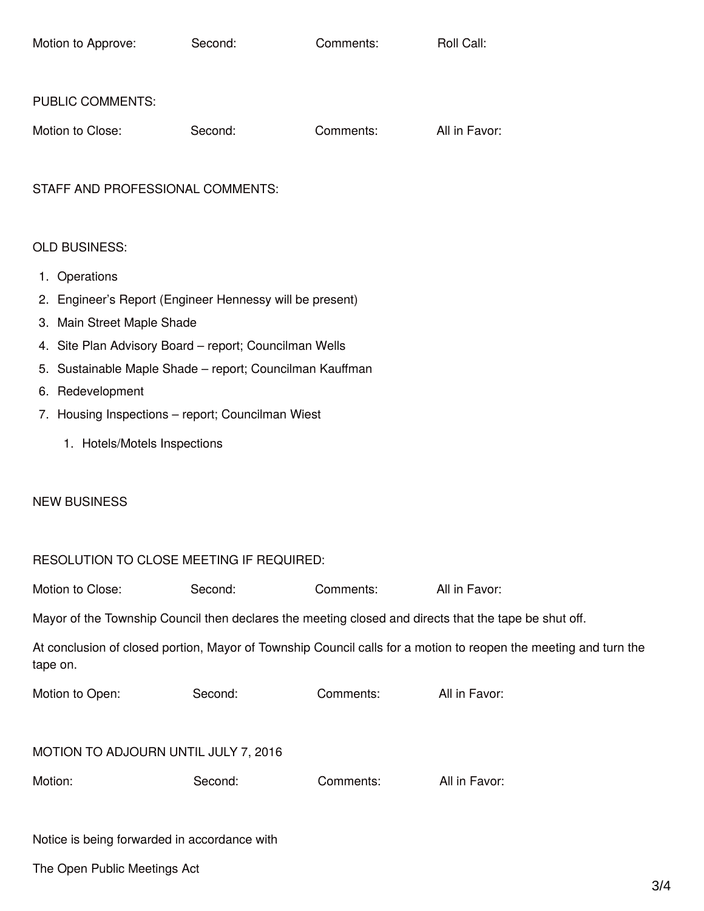Motion to Approve: Second: Comments: Roll Call:

PUBLIC COMMENTS:

Motion to Close: Second: Comments: All in Favor:

STAFF AND PROFESSIONAL COMMENTS:

OLD BUSINESS:

1. Operations
2. Engineer's Report (Engineer Hennessy will be present)
3. Main Street Maple Shade
4. Site Plan Advisory Board – report; Councilman Wells
5. Sustainable Maple Shade – report; Councilman Kauffman
6. Redevelopment
7. Housing Inspections – report; Councilman Wiest
    1. Hotels/Motels Inspections

NEW BUSINESS

RESOLUTION TO CLOSE MEETING IF REQUIRED:

Motion to Close: Second: Comments: All in Favor:

Mayor of the Township Council then declares the meeting closed and directs that the tape be shut off.

At conclusion of closed portion, Mayor of Township Council calls for a motion to reopen the meeting and turn the tape on.

Motion to Open: Second: Comments: All in Favor:

MOTION TO ADJOURN UNTIL JULY 7, 2016

Motion: Second: Comments: All in Favor:

Notice is being forwarded in accordance with

The Open Public Meetings Act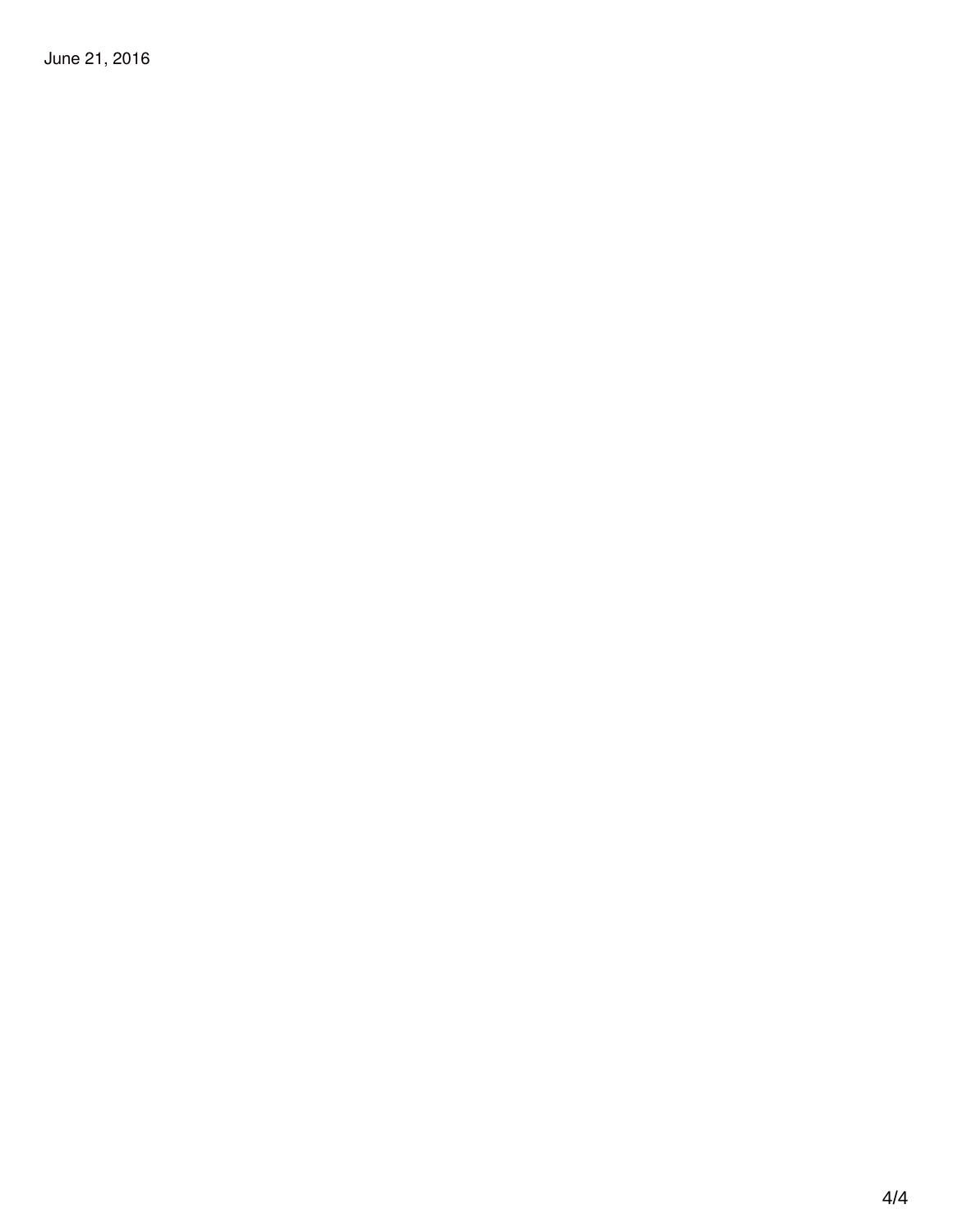June 21, 2016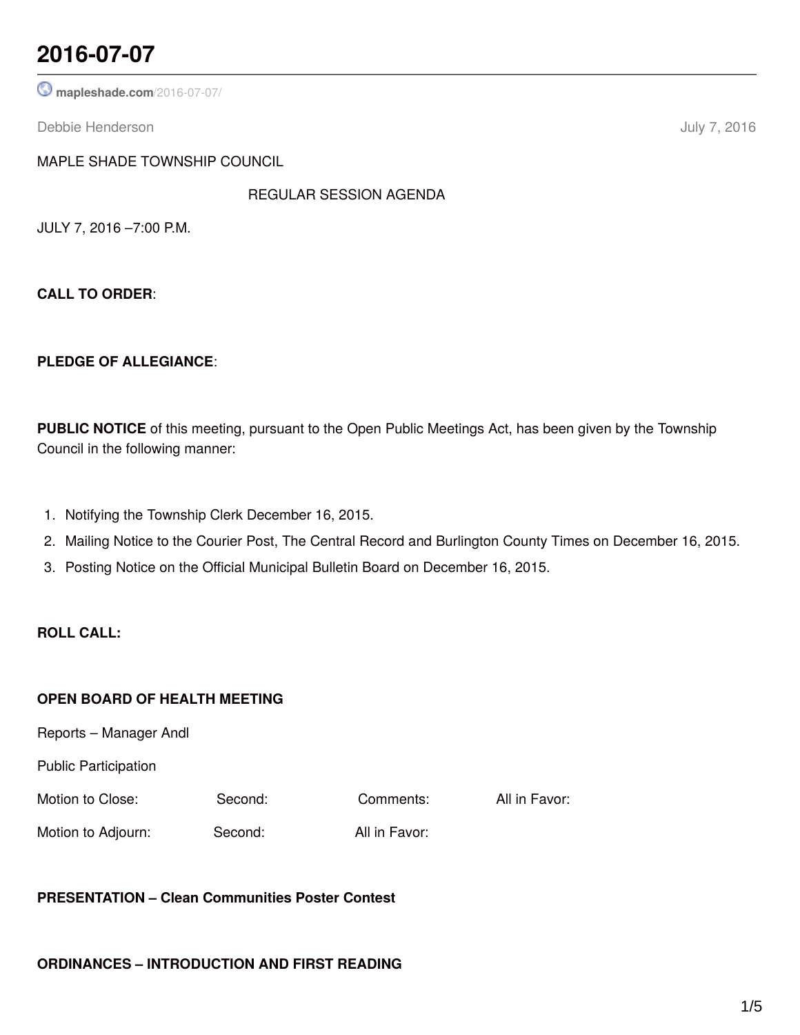# 2016-07-07

mapleshade.com/2016-07-07/

Debbie Henderson July 7, 2016

MAPLE SHADE TOWNSHIP COUNCIL

REGULAR SESSION AGENDA

JULY 7, 2016 –7:00 P.M.

**CALL TO ORDER**:

**PLEDGE OF ALLEGIANCE**:

**PUBLIC NOTICE** of this meeting, pursuant to the Open Public Meetings Act, has been given by the Township Council in the following manner:

1. Notifying the Township Clerk December 16, 2015.
2. Mailing Notice to the Courier Post, The Central Record and Burlington County Times on December 16, 2015.
3. Posting Notice on the Official Municipal Bulletin Board on December 16, 2015.

**ROLL CALL:**

**OPEN BOARD OF HEALTH MEETING**

Reports – Manager Andl

Public Participation

Motion to Close: Second: Comments: All in Favor:

Motion to Adjourn: Second: All in Favor:

**PRESENTATION – Clean Communities Poster Contest**

**ORDINANCES – INTRODUCTION AND FIRST READING**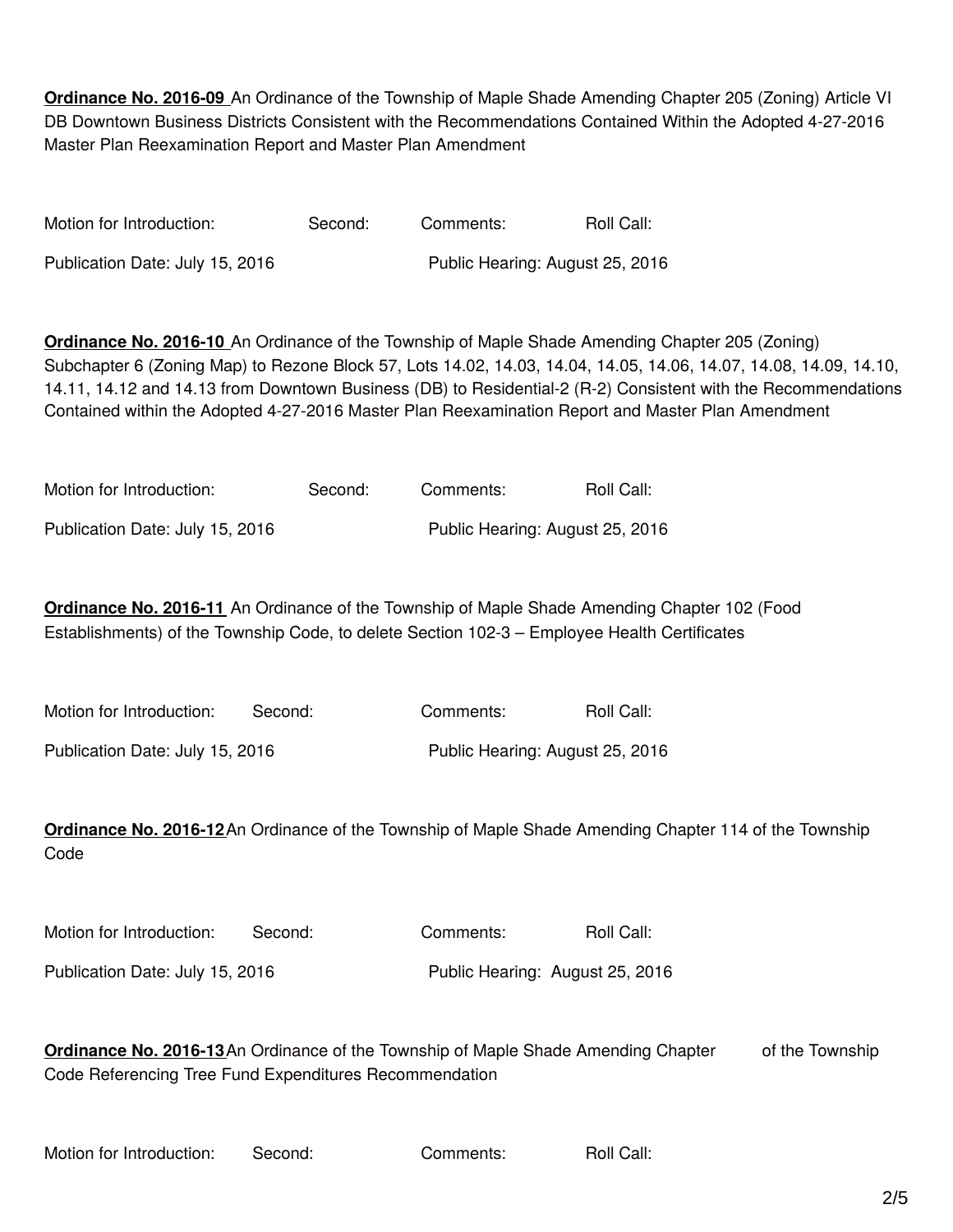**Ordinance No. 2016-09** An Ordinance of the Township of Maple Shade Amending Chapter 205 (Zoning) Article VI DB Downtown Business Districts Consistent with the Recommendations Contained Within the Adopted 4-27-2016 Master Plan Reexamination Report and Master Plan Amendment

Motion for Introduction: Second: Comments: Roll Call:

Publication Date: July 15, 2016 Public Hearing: August 25, 2016

**Ordinance No. 2016-10** An Ordinance of the Township of Maple Shade Amending Chapter 205 (Zoning) Subchapter 6 (Zoning Map) to Rezone Block 57, Lots 14.02, 14.03, 14.04, 14.05, 14.06, 14.07, 14.08, 14.09, 14.10, 14.11, 14.12 and 14.13 from Downtown Business (DB) to Residential-2 (R-2) Consistent with the Recommendations Contained within the Adopted 4-27-2016 Master Plan Reexamination Report and Master Plan Amendment

Motion for Introduction: Second: Comments: Roll Call:

Publication Date: July 15, 2016 Public Hearing: August 25, 2016

**Ordinance No. 2016-11** An Ordinance of the Township of Maple Shade Amending Chapter 102 (Food Establishments) of the Township Code, to delete Section 102-3 – Employee Health Certificates

Motion for Introduction: Second: Comments: Roll Call:

Publication Date: July 15, 2016 Public Hearing: August 25, 2016

**Ordinance No. 2016-12** An Ordinance of the Township of Maple Shade Amending Chapter 114 of the Township Code

Motion for Introduction: Second: Comments: Roll Call:

Publication Date: July 15, 2016 Public Hearing: August 25, 2016

**Ordinance No. 2016-13** An Ordinance of the Township of Maple Shade Amending Chapter of the Township Code Referencing Tree Fund Expenditures Recommendation

Motion for Introduction: Second: Comments: Roll Call: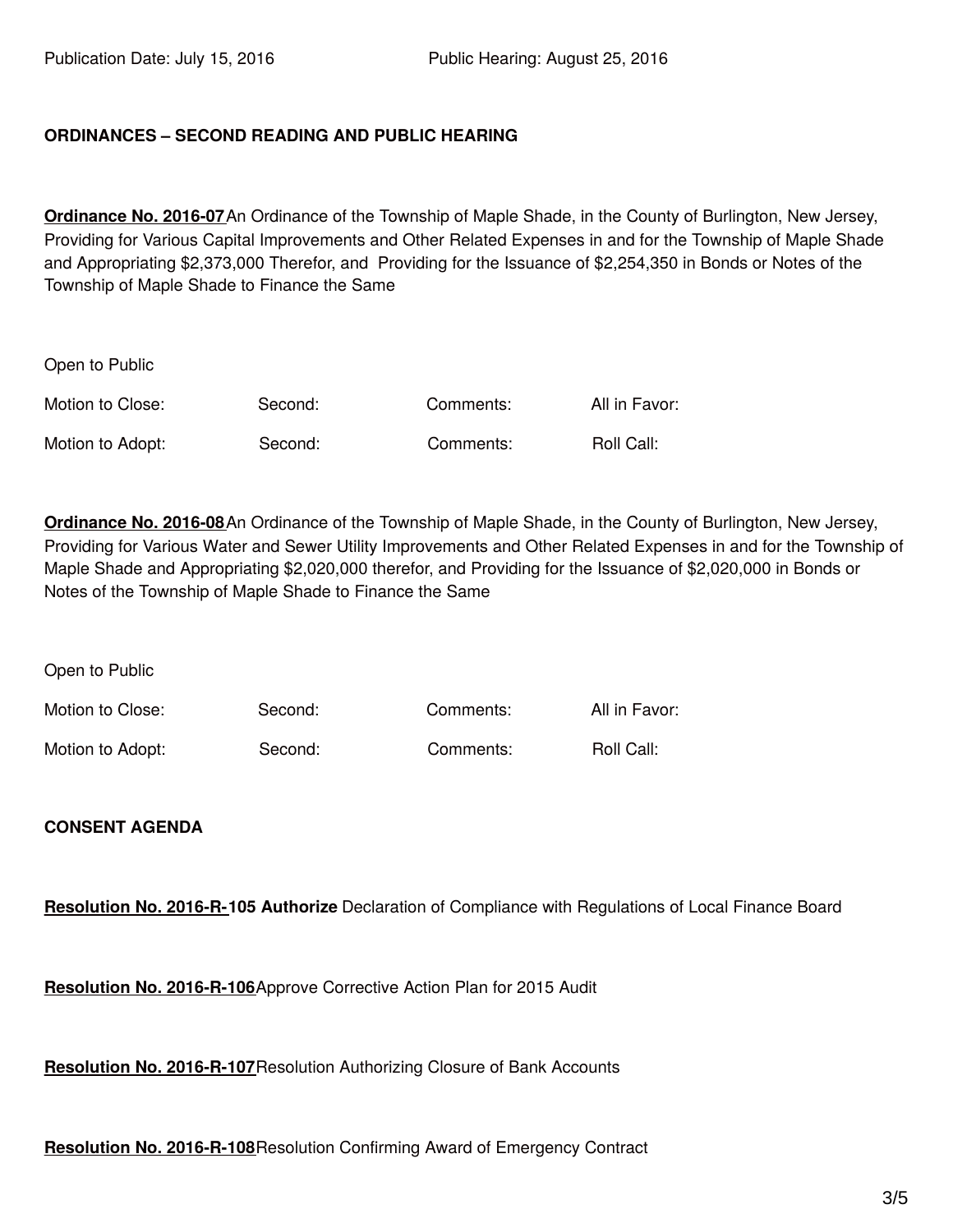Publication Date: July 15, 2016 Public Hearing: August 25, 2016

**ORDINANCES – SECOND READING AND PUBLIC HEARING**

**Ordinance No. 2016-07** An Ordinance of the Township of Maple Shade, in the County of Burlington, New Jersey, Providing for Various Capital Improvements and Other Related Expenses in and for the Township of Maple Shade and Appropriating $2,373,000 Therefor, and Providing for the Issuance of $2,254,350 in Bonds or Notes of the Township of Maple Shade to Finance the Same

Open to Public

| | | | |
|---|---|---|---|
| Motion to Close: | Second: | Comments: | All in Favor: |
| Motion to Adopt: | Second: | Comments: | Roll Call: |

**Ordinance No. 2016-08** An Ordinance of the Township of Maple Shade, in the County of Burlington, New Jersey, Providing for Various Water and Sewer Utility Improvements and Other Related Expenses in and for the Township of Maple Shade and Appropriating $2,020,000 therefor, and Providing for the Issuance of $2,020,000 in Bonds or Notes of the Township of Maple Shade to Finance the Same

Open to Public

| | | | |
|---|---|---|---|
| Motion to Close: | Second: | Comments: | All in Favor: |
| Motion to Adopt: | Second: | Comments: | Roll Call: |

**CONSENT AGENDA**

**Resolution No. 2016-R-105 Authorize** Declaration of Compliance with Regulations of Local Finance Board

**Resolution No. 2016-R-106** Approve Corrective Action Plan for 2015 Audit

**Resolution No. 2016-R-107** Resolution Authorizing Closure of Bank Accounts

**Resolution No. 2016-R-108** Resolution Confirming Award of Emergency Contract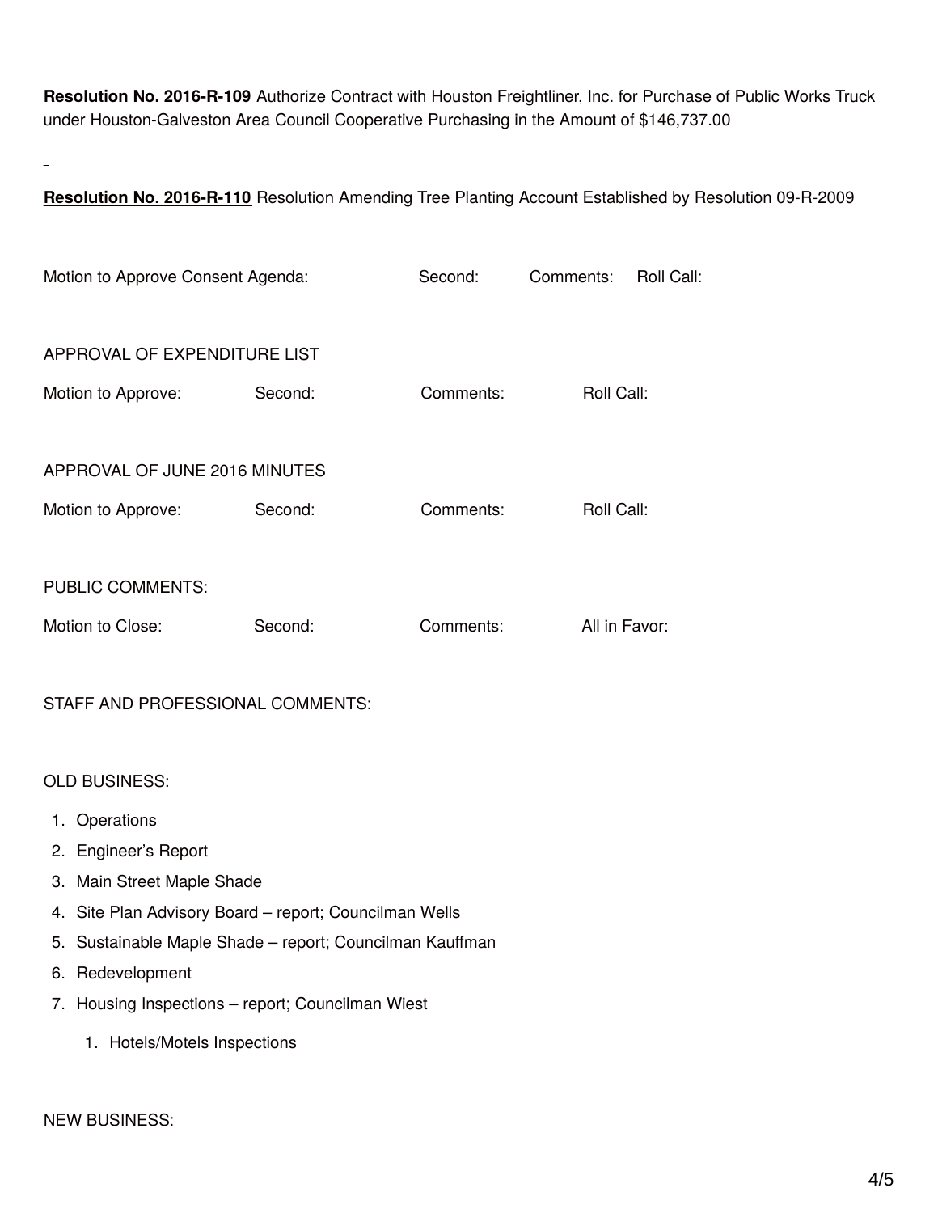**Resolution No. 2016-R-109** Authorize Contract with Houston Freightliner, Inc. for Purchase of Public Works Truck under Houston-Galveston Area Council Cooperative Purchasing in the Amount of $146,737.00

**Resolution No. 2016-R-110** Resolution Amending Tree Planting Account Established by Resolution 09-R-2009

Motion to Approve Consent Agenda: Second: Comments: Roll Call:

APPROVAL OF EXPENDITURE LIST

Motion to Approve: Second: Comments: Roll Call:

APPROVAL OF JUNE 2016 MINUTES

Motion to Approve: Second: Comments: Roll Call:

PUBLIC COMMENTS:

Motion to Close: Second: Comments: All in Favor:

STAFF AND PROFESSIONAL COMMENTS:

OLD BUSINESS:

1. Operations
2. Engineer's Report
3. Main Street Maple Shade
4. Site Plan Advisory Board – report; Councilman Wells
5. Sustainable Maple Shade – report; Councilman Kauffman
6. Redevelopment
7. Housing Inspections – report; Councilman Wiest
    1. Hotels/Motels Inspections

NEW BUSINESS: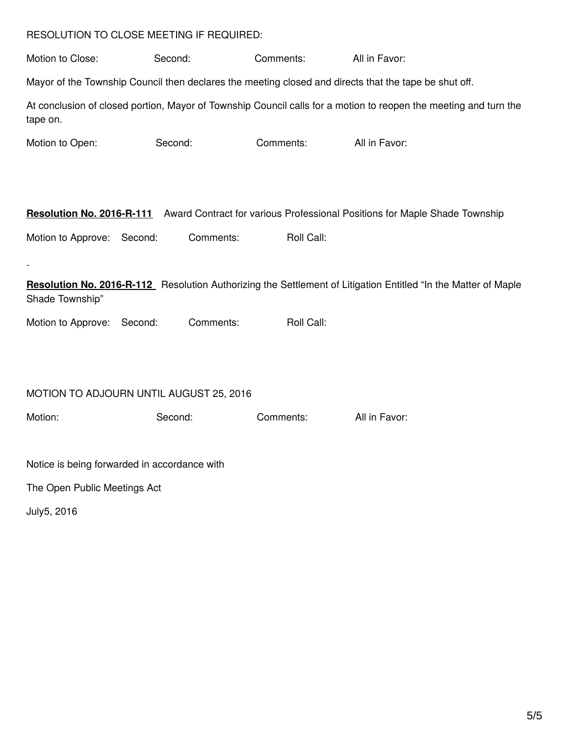RESOLUTION TO CLOSE MEETING IF REQUIRED:

Motion to Close: Second: Comments: All in Favor:

Mayor of the Township Council then declares the meeting closed and directs that the tape be shut off.

At conclusion of closed portion, Mayor of Township Council calls for a motion to reopen the meeting and turn the tape on.

Motion to Open: Second: Comments: All in Favor:

**Resolution No. 2016-R-111** Award Contract for various Professional Positions for Maple Shade Township

Motion to Approve: Second: Comments: Roll Call:

**Resolution No. 2016-R-112** Resolution Authorizing the Settlement of Litigation Entitled “In the Matter of Maple Shade Township”

Motion to Approve: Second: Comments: Roll Call:

MOTION TO ADJOURN UNTIL AUGUST 25, 2016

Motion: Second: Comments: All in Favor:

Notice is being forwarded in accordance with

The Open Public Meetings Act

July5, 2016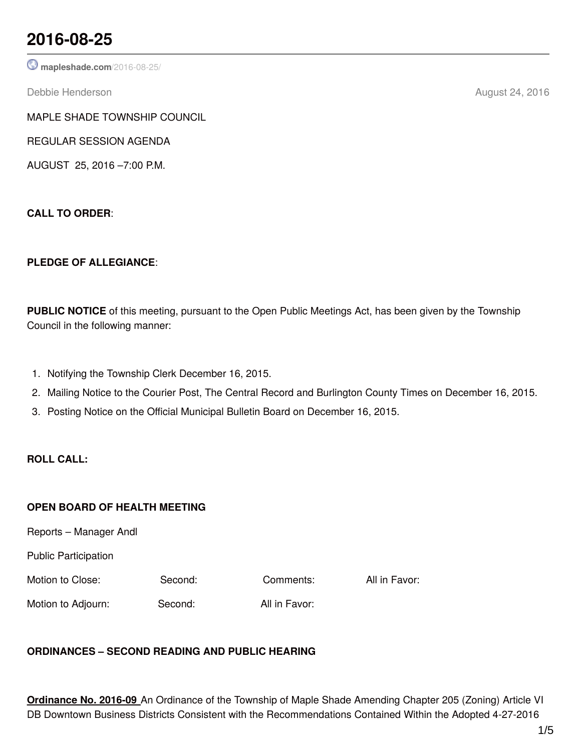# 2016-08-25

mapleshade.com/2016-08-25/

Debbie Henderson August 24, 2016

MAPLE SHADE TOWNSHIP COUNCIL

REGULAR SESSION AGENDA

AUGUST 25, 2016 –7:00 P.M.

**CALL TO ORDER**:

**PLEDGE OF ALLEGIANCE**:

**PUBLIC NOTICE** of this meeting, pursuant to the Open Public Meetings Act, has been given by the Township Council in the following manner:

1. Notifying the Township Clerk December 16, 2015.
2. Mailing Notice to the Courier Post, The Central Record and Burlington County Times on December 16, 2015.
3. Posting Notice on the Official Municipal Bulletin Board on December 16, 2015.

**ROLL CALL:**

**OPEN BOARD OF HEALTH MEETING**

Reports – Manager Andl

Public Participation

Motion to Close: Second: Comments: All in Favor:

Motion to Adjourn: Second: All in Favor:

**ORDINANCES – SECOND READING AND PUBLIC HEARING**

**Ordinance No. 2016-09** An Ordinance of the Township of Maple Shade Amending Chapter 205 (Zoning) Article VI DB Downtown Business Districts Consistent with the Recommendations Contained Within the Adopted 4-27-2016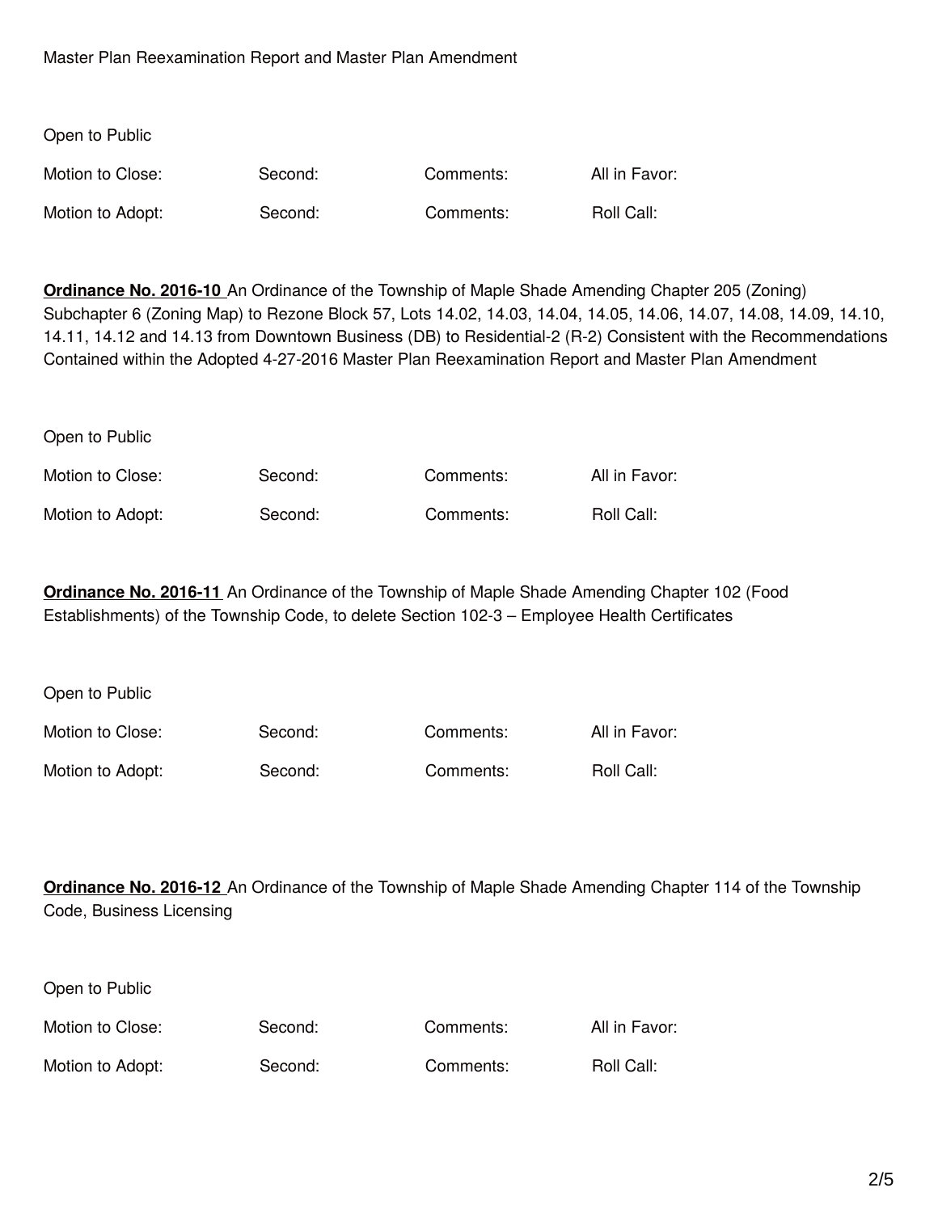Master Plan Reexamination Report and Master Plan Amendment

Open to Public

| Motion to Close: | Second: | Comments: | All in Favor: |
|---|---|---|---|
| Motion to Adopt: | Second: | Comments: | Roll Call: |

**Ordinance No. 2016-10** An Ordinance of the Township of Maple Shade Amending Chapter 205 (Zoning) Subchapter 6 (Zoning Map) to Rezone Block 57, Lots 14.02, 14.03, 14.04, 14.05, 14.06, 14.07, 14.08, 14.09, 14.10, 14.11, 14.12 and 14.13 from Downtown Business (DB) to Residential-2 (R-2) Consistent with the Recommendations Contained within the Adopted 4-27-2016 Master Plan Reexamination Report and Master Plan Amendment

Open to Public

| Motion to Close: | Second: | Comments: | All in Favor: |
|---|---|---|---|
| Motion to Adopt: | Second: | Comments: | Roll Call: |

**Ordinance No. 2016-11** An Ordinance of the Township of Maple Shade Amending Chapter 102 (Food Establishments) of the Township Code, to delete Section 102-3 – Employee Health Certificates

Open to Public

| Motion to Close: | Second: | Comments: | All in Favor: |
|---|---|---|---|
| Motion to Adopt: | Second: | Comments: | Roll Call: |

**Ordinance No. 2016-12** An Ordinance of the Township of Maple Shade Amending Chapter 114 of the Township Code, Business Licensing

Open to Public

| Motion to Close: | Second: | Comments: | All in Favor: |
|---|---|---|---|
| Motion to Adopt: | Second: | Comments: | Roll Call: |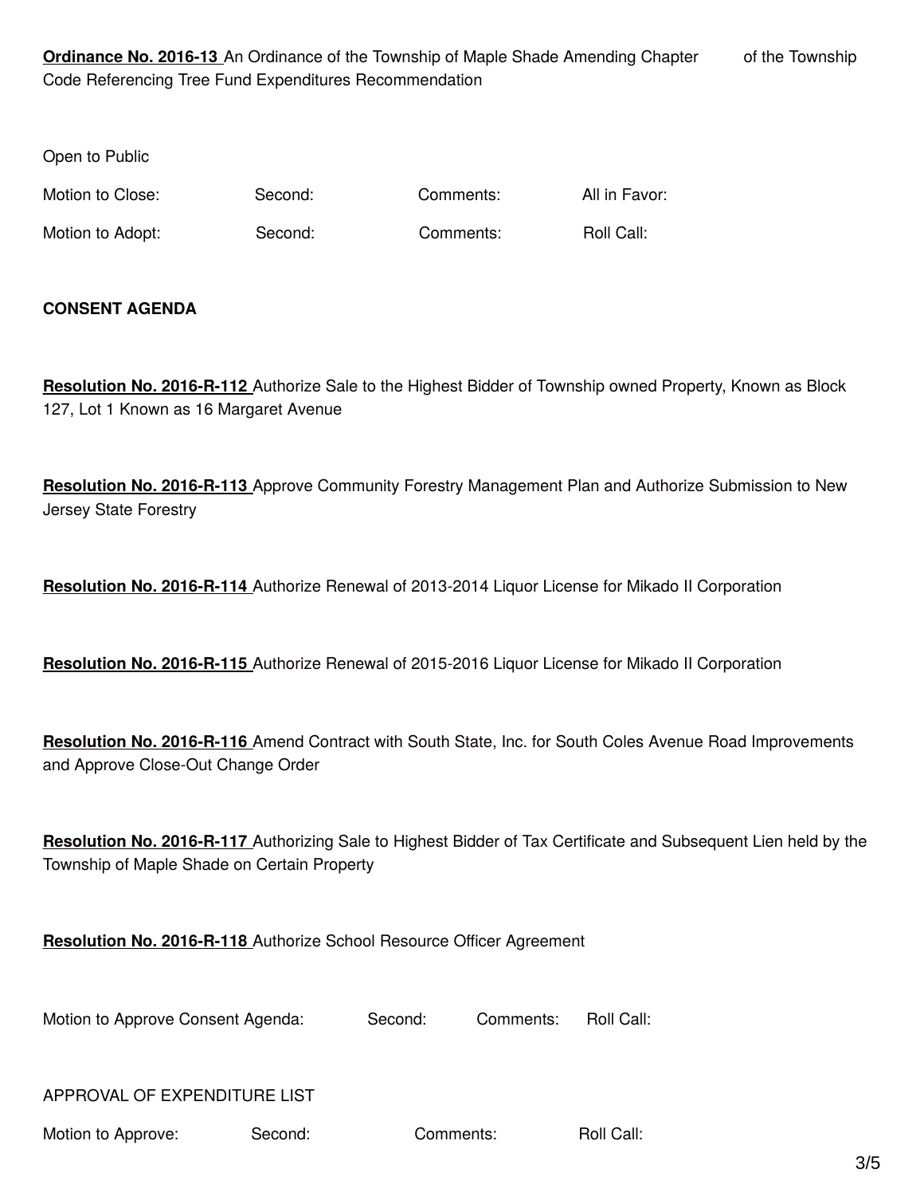**Ordinance No. 2016-13** An Ordinance of the Township of Maple Shade Amending Chapter of the Township Code Referencing Tree Fund Expenditures Recommendation

Open to Public

Motion to Close: Second: Comments: All in Favor:

Motion to Adopt: Second: Comments: Roll Call:

**CONSENT AGENDA**

**Resolution No. 2016-R-112** Authorize Sale to the Highest Bidder of Township owned Property, Known as Block 127, Lot 1 Known as 16 Margaret Avenue

**Resolution No. 2016-R-113** Approve Community Forestry Management Plan and Authorize Submission to New Jersey State Forestry

**Resolution No. 2016-R-114** Authorize Renewal of 2013-2014 Liquor License for Mikado II Corporation

**Resolution No. 2016-R-115** Authorize Renewal of 2015-2016 Liquor License for Mikado II Corporation

**Resolution No. 2016-R-116** Amend Contract with South State, Inc. for South Coles Avenue Road Improvements and Approve Close-Out Change Order

**Resolution No. 2016-R-117** Authorizing Sale to Highest Bidder of Tax Certificate and Subsequent Lien held by the Township of Maple Shade on Certain Property

**Resolution No. 2016-R-118** Authorize School Resource Officer Agreement

Motion to Approve Consent Agenda: Second: Comments: Roll Call:

APPROVAL OF EXPENDITURE LIST

Motion to Approve: Second: Comments: Roll Call: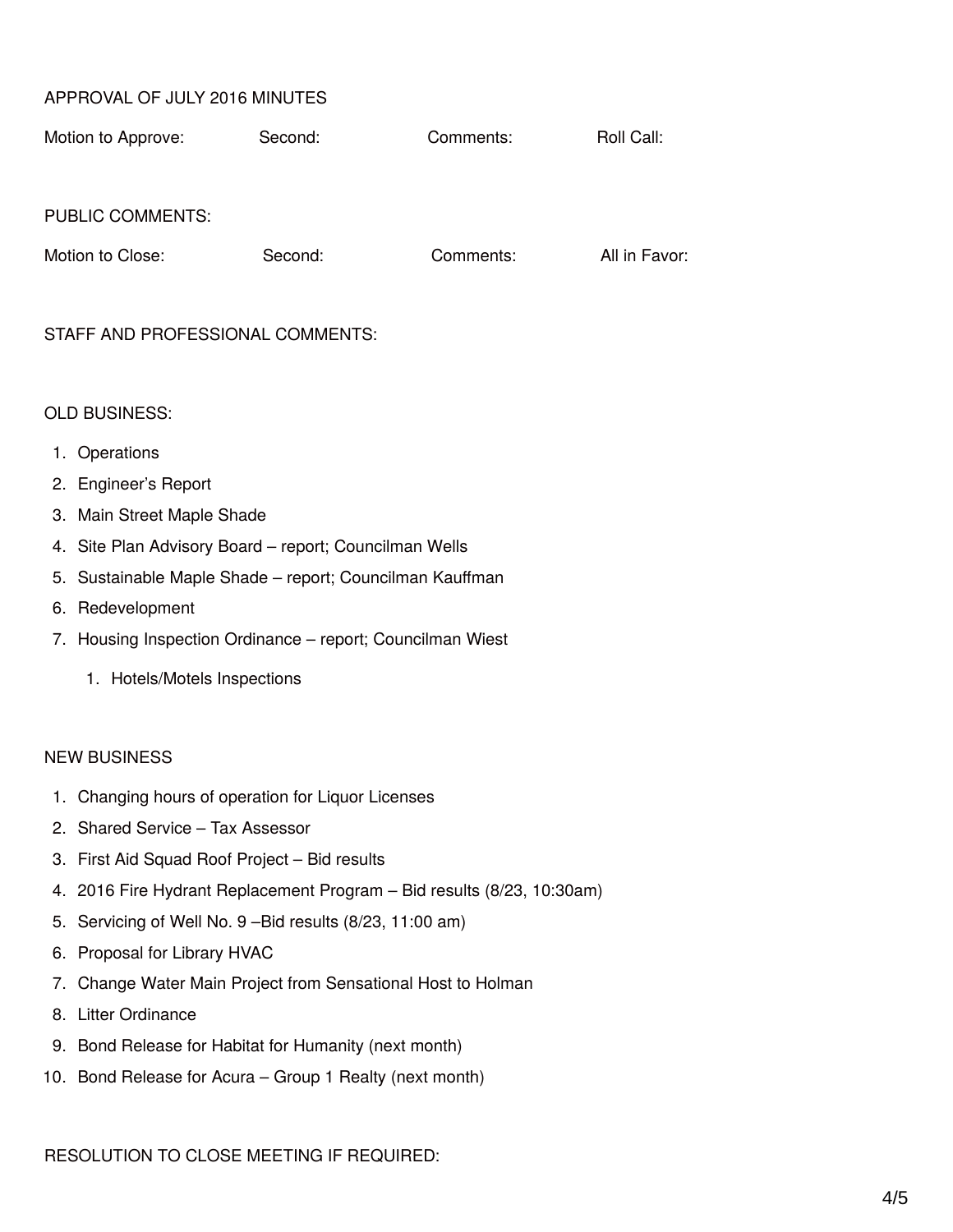APPROVAL OF JULY 2016 MINUTES

Motion to Approve: Second: Comments: Roll Call:

PUBLIC COMMENTS:

Motion to Close: Second: Comments: All in Favor:

STAFF AND PROFESSIONAL COMMENTS:

OLD BUSINESS:

1. Operations
2. Engineer's Report
3. Main Street Maple Shade
4. Site Plan Advisory Board – report; Councilman Wells
5. Sustainable Maple Shade – report; Councilman Kauffman
6. Redevelopment
7. Housing Inspection Ordinance – report; Councilman Wiest
    1. Hotels/Motels Inspections

NEW BUSINESS

1. Changing hours of operation for Liquor Licenses
2. Shared Service – Tax Assessor
3. First Aid Squad Roof Project – Bid results
4. 2016 Fire Hydrant Replacement Program – Bid results (8/23, 10:30am)
5. Servicing of Well No. 9 –Bid results (8/23, 11:00 am)
6. Proposal for Library HVAC
7. Change Water Main Project from Sensational Host to Holman
8. Litter Ordinance
9. Bond Release for Habitat for Humanity (next month)
10. Bond Release for Acura – Group 1 Realty (next month)

RESOLUTION TO CLOSE MEETING IF REQUIRED: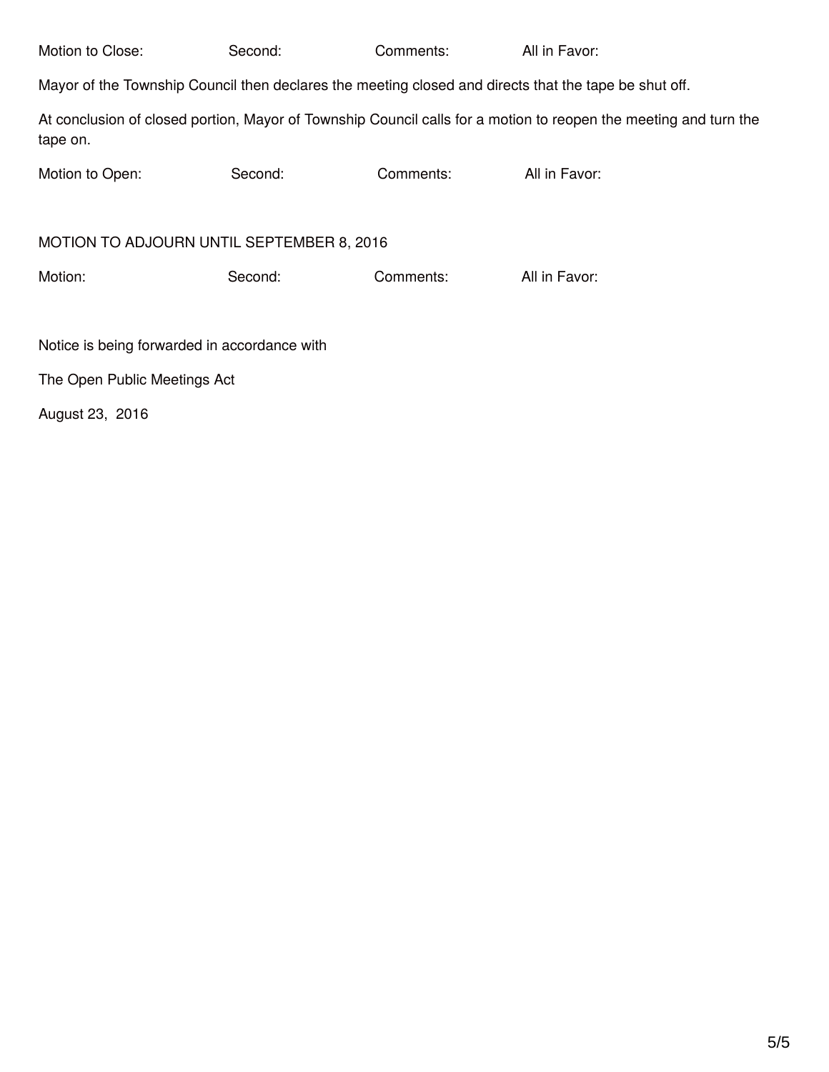Motion to Close: Second: Comments: All in Favor:

Mayor of the Township Council then declares the meeting closed and directs that the tape be shut off.

At conclusion of closed portion, Mayor of Township Council calls for a motion to reopen the meeting and turn the tape on.

Motion to Open: Second: Comments: All in Favor:

MOTION TO ADJOURN UNTIL SEPTEMBER 8, 2016

Motion: Second: Comments: All in Favor:

Notice is being forwarded in accordance with

The Open Public Meetings Act

August 23, 2016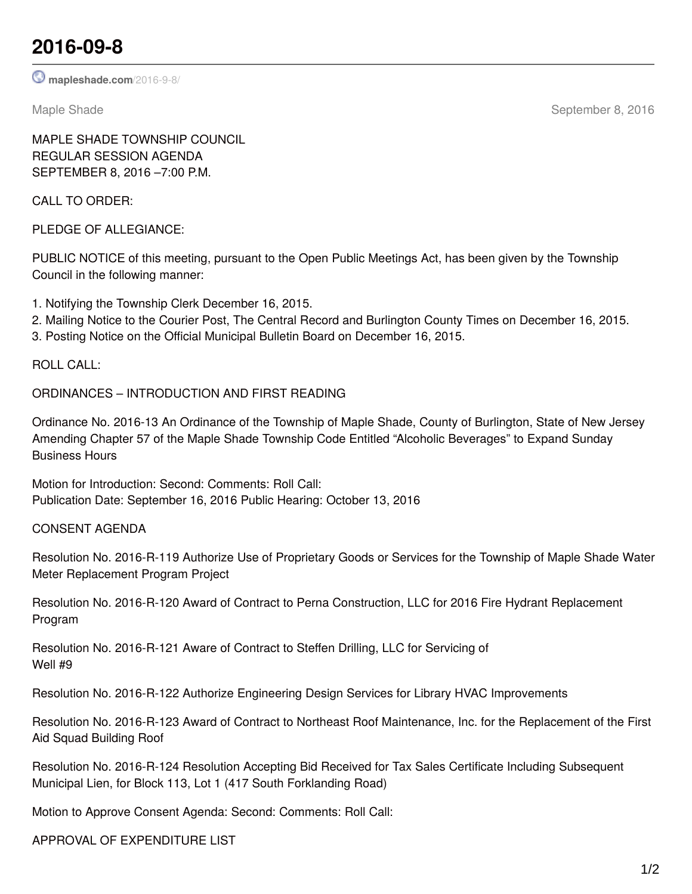# 2016-09-8

mapleshade.com/2016-9-8/

Maple Shade September 8, 2016

MAPLE SHADE TOWNSHIP COUNCIL
REGULAR SESSION AGENDA
SEPTEMBER 8, 2016 –7:00 P.M.

CALL TO ORDER:

PLEDGE OF ALLEGIANCE:

PUBLIC NOTICE of this meeting, pursuant to the Open Public Meetings Act, has been given by the Township Council in the following manner:

1. Notifying the Township Clerk December 16, 2015.
2. Mailing Notice to the Courier Post, The Central Record and Burlington County Times on December 16, 2015.
3. Posting Notice on the Official Municipal Bulletin Board on December 16, 2015.

ROLL CALL:

ORDINANCES – INTRODUCTION AND FIRST READING

Ordinance No. 2016-13 An Ordinance of the Township of Maple Shade, County of Burlington, State of New Jersey Amending Chapter 57 of the Maple Shade Township Code Entitled "Alcoholic Beverages" to Expand Sunday Business Hours

Motion for Introduction: Second: Comments: Roll Call:
Publication Date: September 16, 2016 Public Hearing: October 13, 2016

CONSENT AGENDA

Resolution No. 2016-R-119 Authorize Use of Proprietary Goods or Services for the Township of Maple Shade Water Meter Replacement Program Project

Resolution No. 2016-R-120 Award of Contract to Perna Construction, LLC for 2016 Fire Hydrant Replacement Program

Resolution No. 2016-R-121 Aware of Contract to Steffen Drilling, LLC for Servicing of
Well #9

Resolution No. 2016-R-122 Authorize Engineering Design Services for Library HVAC Improvements

Resolution No. 2016-R-123 Award of Contract to Northeast Roof Maintenance, Inc. for the Replacement of the First Aid Squad Building Roof

Resolution No. 2016-R-124 Resolution Accepting Bid Received for Tax Sales Certificate Including Subsequent Municipal Lien, for Block 113, Lot 1 (417 South Forklanding Road)

Motion to Approve Consent Agenda: Second: Comments: Roll Call:

APPROVAL OF EXPENDITURE LIST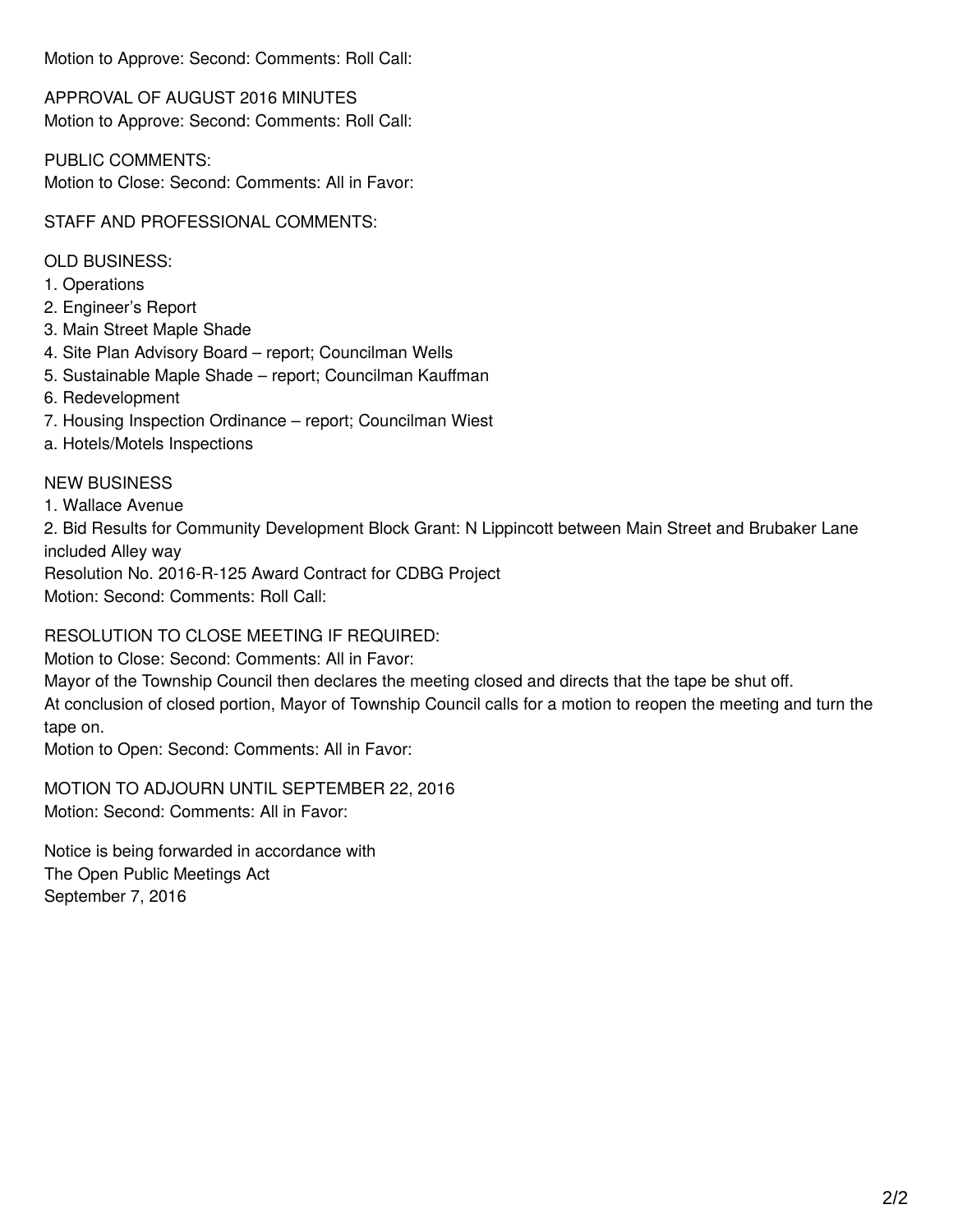Motion to Approve: Second: Comments: Roll Call:

APPROVAL OF AUGUST 2016 MINUTES
Motion to Approve: Second: Comments: Roll Call:

PUBLIC COMMENTS:
Motion to Close: Second: Comments: All in Favor:

STAFF AND PROFESSIONAL COMMENTS:

OLD BUSINESS:
1. Operations
2. Engineer's Report
3. Main Street Maple Shade
4. Site Plan Advisory Board – report; Councilman Wells
5. Sustainable Maple Shade – report; Councilman Kauffman
6. Redevelopment
7. Housing Inspection Ordinance – report; Councilman Wiest
a. Hotels/Motels Inspections

NEW BUSINESS
1. Wallace Avenue
2. Bid Results for Community Development Block Grant: N Lippincott between Main Street and Brubaker Lane included Alley way
Resolution No. 2016-R-125 Award Contract for CDBG Project
Motion: Second: Comments: Roll Call:

RESOLUTION TO CLOSE MEETING IF REQUIRED:
Motion to Close: Second: Comments: All in Favor:
Mayor of the Township Council then declares the meeting closed and directs that the tape be shut off.
At conclusion of closed portion, Mayor of Township Council calls for a motion to reopen the meeting and turn the tape on.
Motion to Open: Second: Comments: All in Favor:

MOTION TO ADJOURN UNTIL SEPTEMBER 22, 2016
Motion: Second: Comments: All in Favor:

Notice is being forwarded in accordance with
The Open Public Meetings Act
September 7, 2016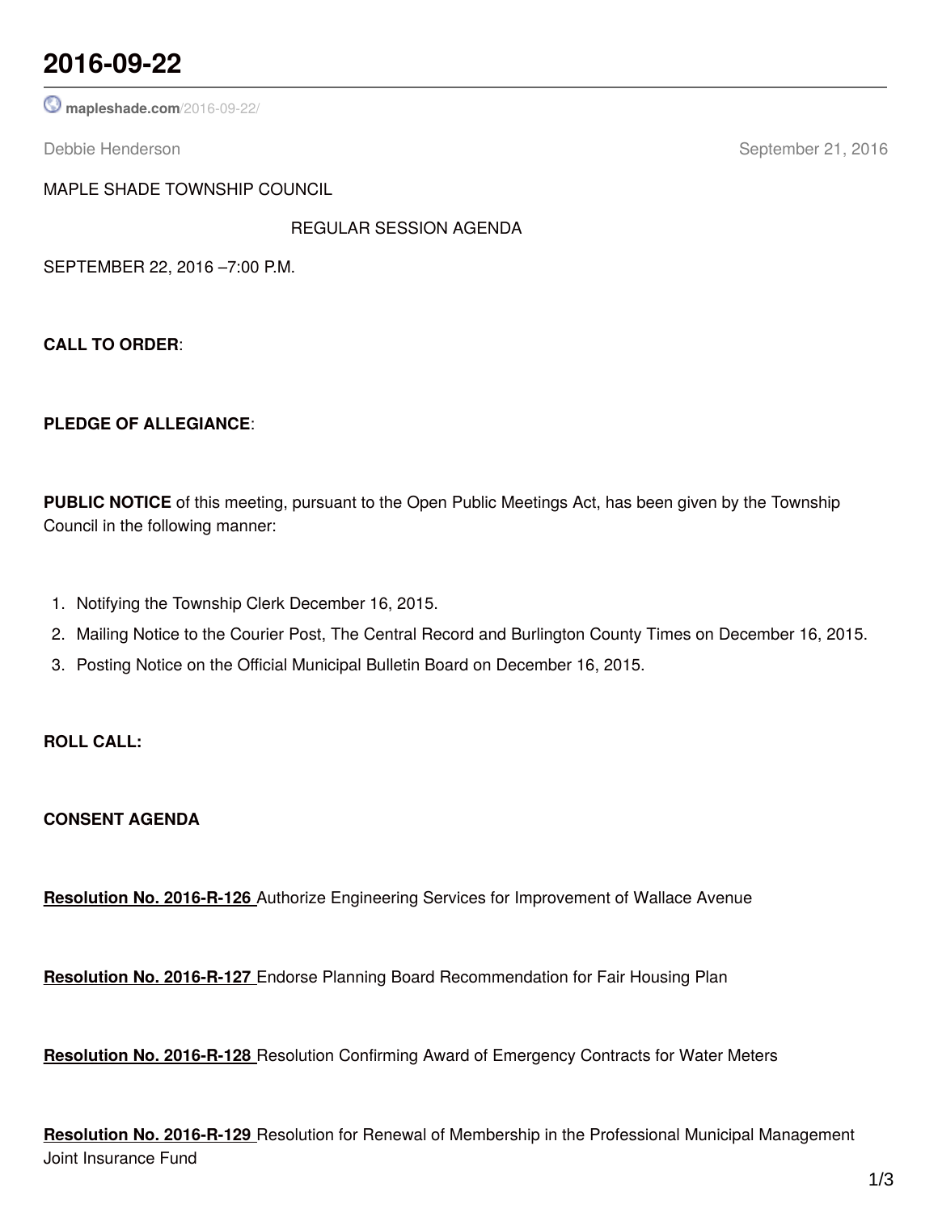# 2016-09-22

mapleshade.com/2016-09-22/

Debbie Henderson September 21, 2016

MAPLE SHADE TOWNSHIP COUNCIL

REGULAR SESSION AGENDA

SEPTEMBER 22, 2016 –7:00 P.M.

**CALL TO ORDER**:

**PLEDGE OF ALLEGIANCE**:

**PUBLIC NOTICE** of this meeting, pursuant to the Open Public Meetings Act, has been given by the Township Council in the following manner:

1. Notifying the Township Clerk December 16, 2015.
2. Mailing Notice to the Courier Post, The Central Record and Burlington County Times on December 16, 2015.
3. Posting Notice on the Official Municipal Bulletin Board on December 16, 2015.

**ROLL CALL:**

**CONSENT AGENDA**

**Resolution No. 2016-R-126** Authorize Engineering Services for Improvement of Wallace Avenue

**Resolution No. 2016-R-127** Endorse Planning Board Recommendation for Fair Housing Plan

**Resolution No. 2016-R-128** Resolution Confirming Award of Emergency Contracts for Water Meters

**Resolution No. 2016-R-129** Resolution for Renewal of Membership in the Professional Municipal Management Joint Insurance Fund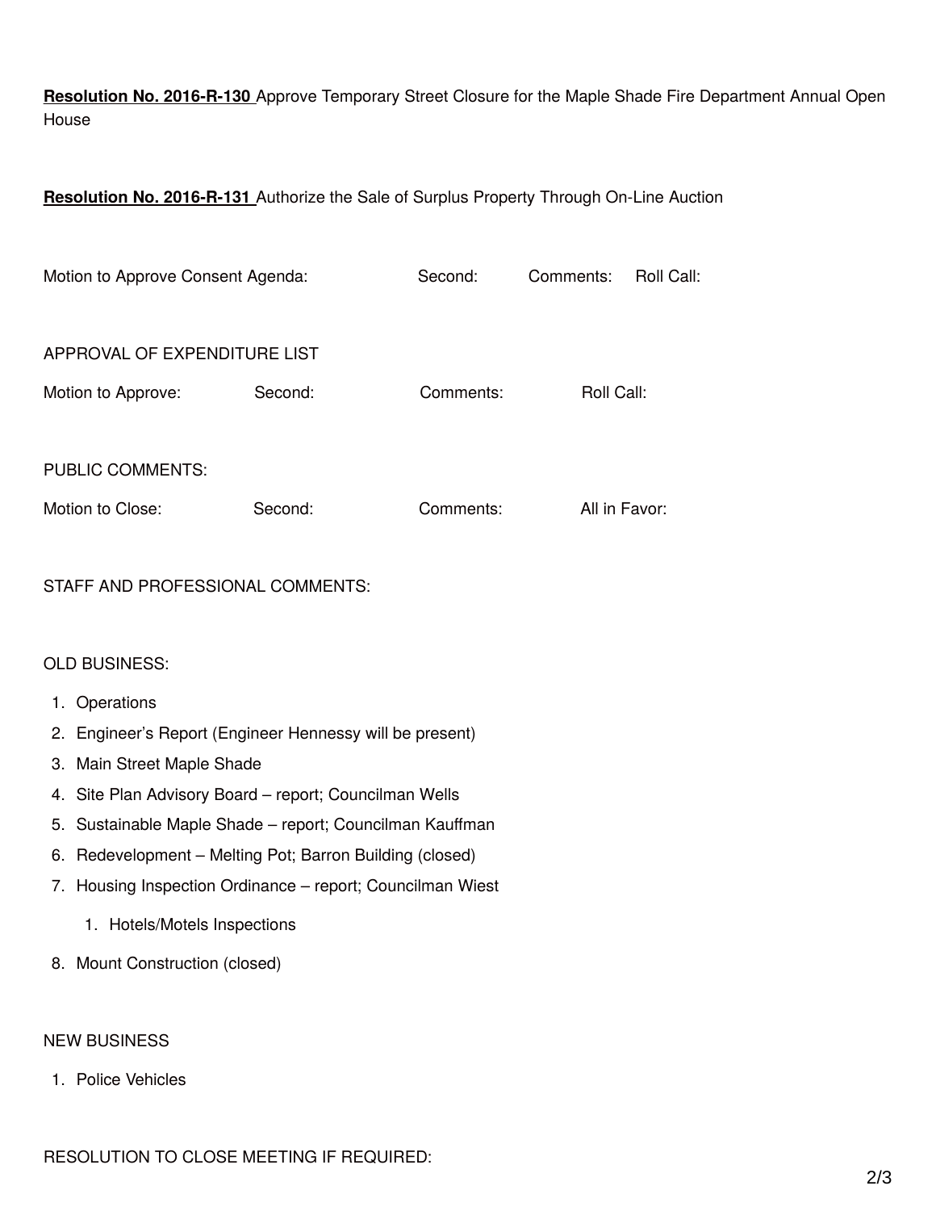**Resolution No. 2016-R-130** Approve Temporary Street Closure for the Maple Shade Fire Department Annual Open House

**Resolution No. 2016-R-131** Authorize the Sale of Surplus Property Through On-Line Auction

Motion to Approve Consent Agenda: Second: Comments: Roll Call:

APPROVAL OF EXPENDITURE LIST

Motion to Approve: Second: Comments: Roll Call:

PUBLIC COMMENTS:

Motion to Close: Second: Comments: All in Favor:

STAFF AND PROFESSIONAL COMMENTS:

OLD BUSINESS:

1. Operations
2. Engineer's Report (Engineer Hennessy will be present)
3. Main Street Maple Shade
4. Site Plan Advisory Board – report; Councilman Wells
5. Sustainable Maple Shade – report; Councilman Kauffman
6. Redevelopment – Melting Pot; Barron Building (closed)
7. Housing Inspection Ordinance – report; Councilman Wiest
    1. Hotels/Motels Inspections
8. Mount Construction (closed)

NEW BUSINESS

1. Police Vehicles

RESOLUTION TO CLOSE MEETING IF REQUIRED: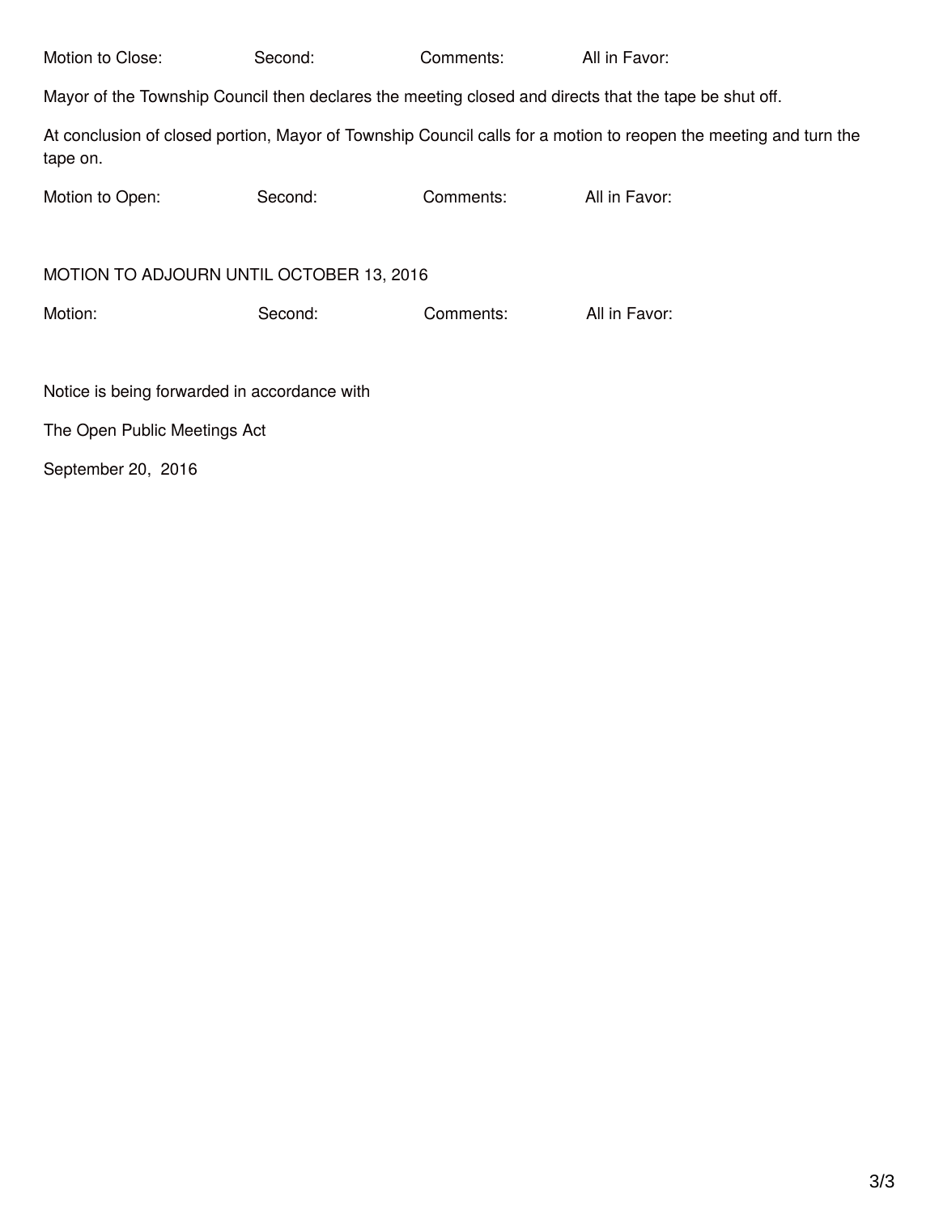Motion to Close: Second: Comments: All in Favor:

Mayor of the Township Council then declares the meeting closed and directs that the tape be shut off.

At conclusion of closed portion, Mayor of Township Council calls for a motion to reopen the meeting and turn the tape on.

Motion to Open: Second: Comments: All in Favor:

MOTION TO ADJOURN UNTIL OCTOBER 13, 2016

Motion: Second: Comments: All in Favor:

Notice is being forwarded in accordance with

The Open Public Meetings Act

September 20, 2016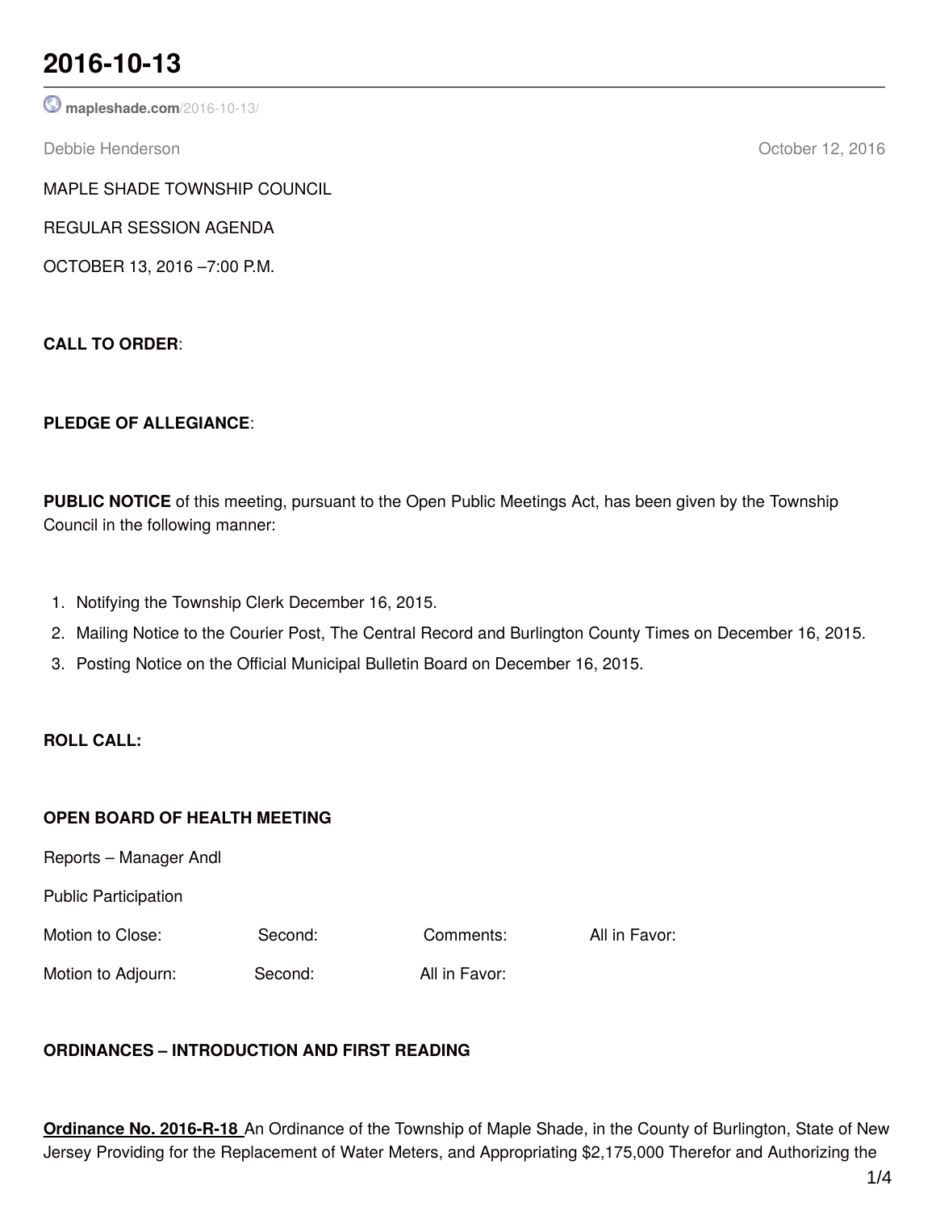# 2016-10-13

mapleshade.com/2016-10-13/

Debbie Henderson October 12, 2016

MAPLE SHADE TOWNSHIP COUNCIL

REGULAR SESSION AGENDA

OCTOBER 13, 2016 –7:00 P.M.

**CALL TO ORDER**:

**PLEDGE OF ALLEGIANCE**:

**PUBLIC NOTICE** of this meeting, pursuant to the Open Public Meetings Act, has been given by the Township Council in the following manner:

1. Notifying the Township Clerk December 16, 2015.
2. Mailing Notice to the Courier Post, The Central Record and Burlington County Times on December 16, 2015.
3. Posting Notice on the Official Municipal Bulletin Board on December 16, 2015.

**ROLL CALL:**

**OPEN BOARD OF HEALTH MEETING**

Reports – Manager Andl

Public Participation

Motion to Close: Second: Comments: All in Favor:

Motion to Adjourn: Second: All in Favor:

**ORDINANCES – INTRODUCTION AND FIRST READING**

**Ordinance No. 2016-R-18** An Ordinance of the Township of Maple Shade, in the County of Burlington, State of New Jersey Providing for the Replacement of Water Meters, and Appropriating $2,175,000 Therefor and Authorizing the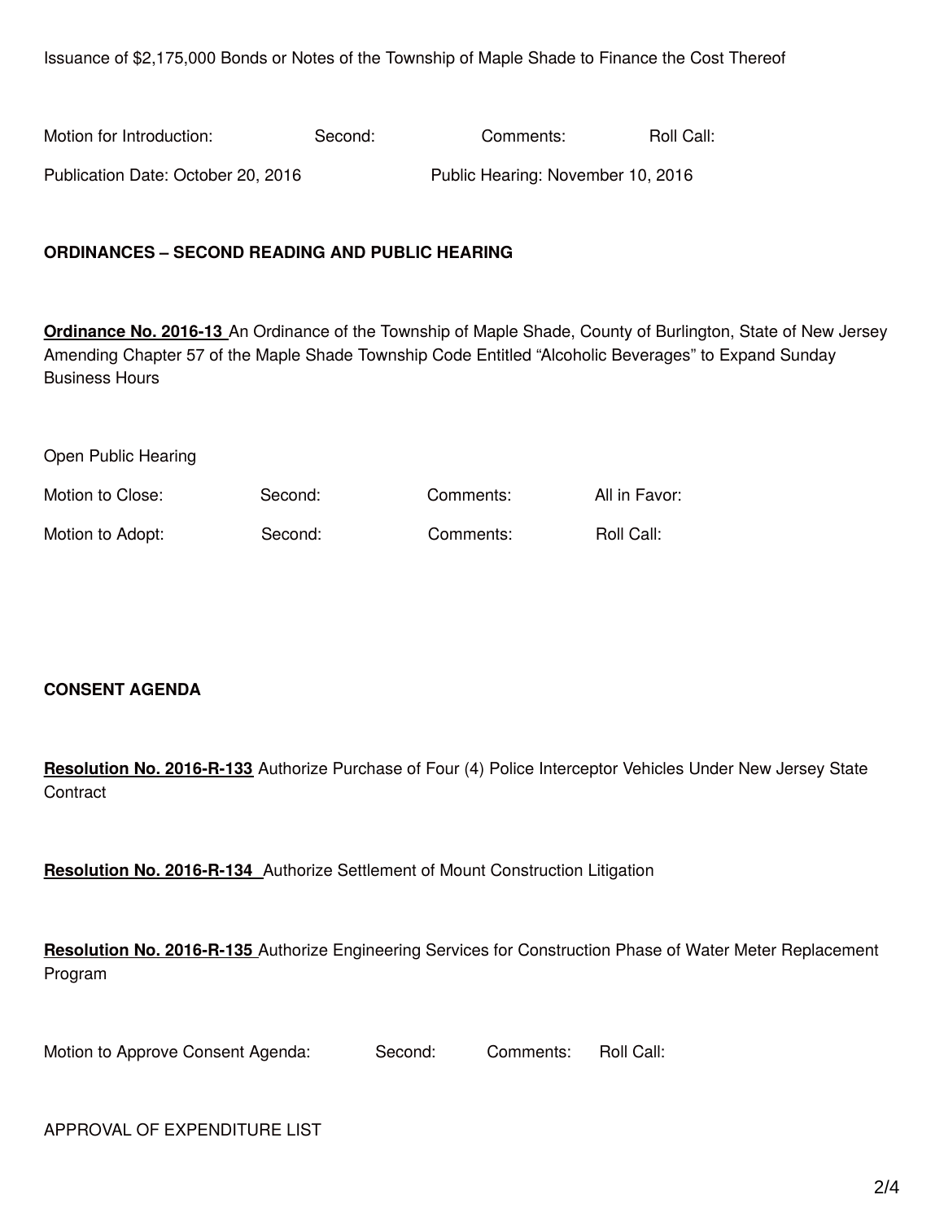Issuance of $2,175,000 Bonds or Notes of the Township of Maple Shade to Finance the Cost Thereof

Motion for Introduction: Second: Comments: Roll Call:

Publication Date: October 20, 2016 Public Hearing: November 10, 2016

**ORDINANCES – SECOND READING AND PUBLIC HEARING**

**Ordinance No. 2016-13** An Ordinance of the Township of Maple Shade, County of Burlington, State of New Jersey Amending Chapter 57 of the Maple Shade Township Code Entitled "Alcoholic Beverages" to Expand Sunday Business Hours

Open Public Hearing

Motion to Close: Second: Comments: All in Favor:

Motion to Adopt: Second: Comments: Roll Call:

**CONSENT AGENDA**

**Resolution No. 2016-R-133** Authorize Purchase of Four (4) Police Interceptor Vehicles Under New Jersey State Contract

**Resolution No. 2016-R-134** Authorize Settlement of Mount Construction Litigation

**Resolution No. 2016-R-135** Authorize Engineering Services for Construction Phase of Water Meter Replacement Program

Motion to Approve Consent Agenda: Second: Comments: Roll Call:

APPROVAL OF EXPENDITURE LIST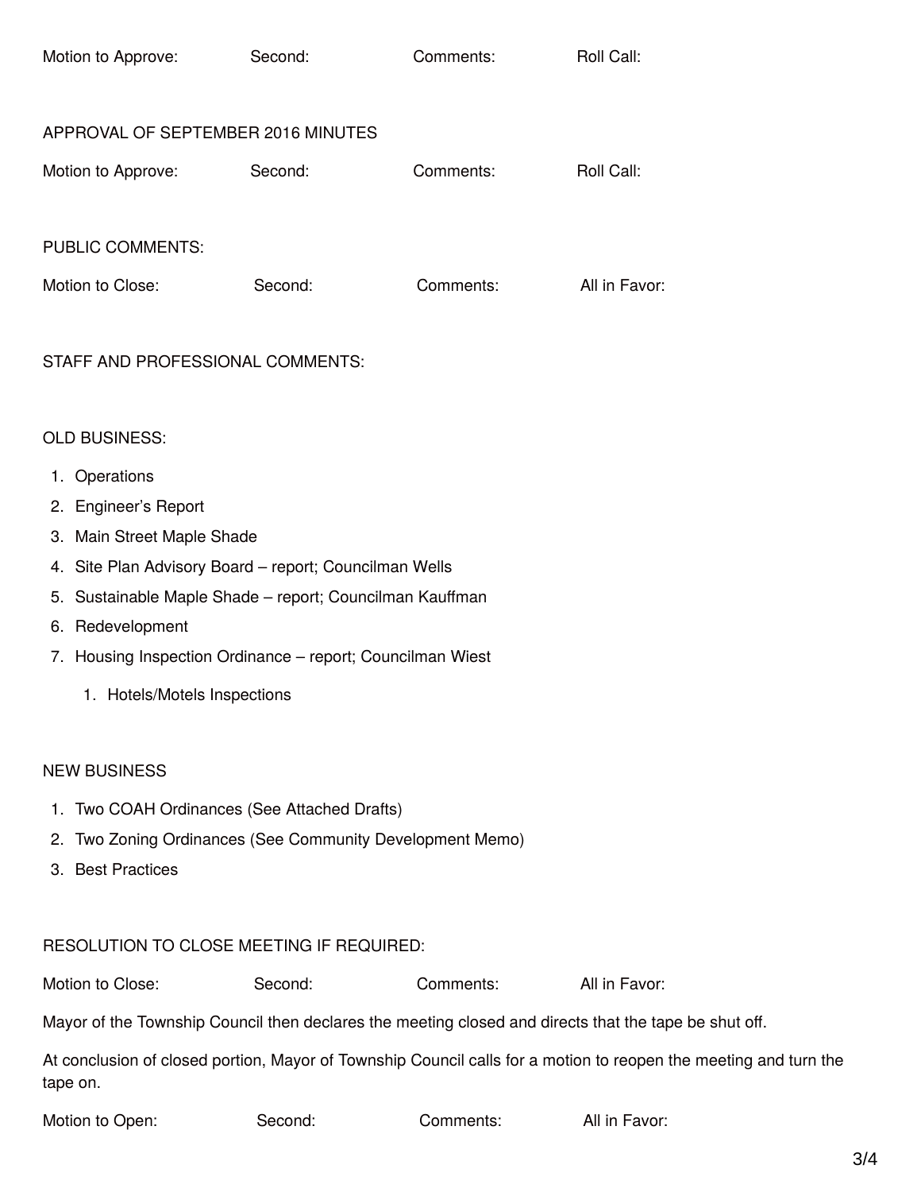Motion to Approve: Second: Comments: Roll Call:

APPROVAL OF SEPTEMBER 2016 MINUTES

Motion to Approve: Second: Comments: Roll Call:

PUBLIC COMMENTS:

Motion to Close: Second: Comments: All in Favor:

STAFF AND PROFESSIONAL COMMENTS:

OLD BUSINESS:

1. Operations
2. Engineer's Report
3. Main Street Maple Shade
4. Site Plan Advisory Board – report; Councilman Wells
5. Sustainable Maple Shade – report; Councilman Kauffman
6. Redevelopment
7. Housing Inspection Ordinance – report; Councilman Wiest
    1. Hotels/Motels Inspections

NEW BUSINESS

1. Two COAH Ordinances (See Attached Drafts)
2. Two Zoning Ordinances (See Community Development Memo)
3. Best Practices

RESOLUTION TO CLOSE MEETING IF REQUIRED:

Motion to Close: Second: Comments: All in Favor:

Mayor of the Township Council then declares the meeting closed and directs that the tape be shut off.

At conclusion of closed portion, Mayor of Township Council calls for a motion to reopen the meeting and turn the tape on.

Motion to Open: Second: Comments: All in Favor: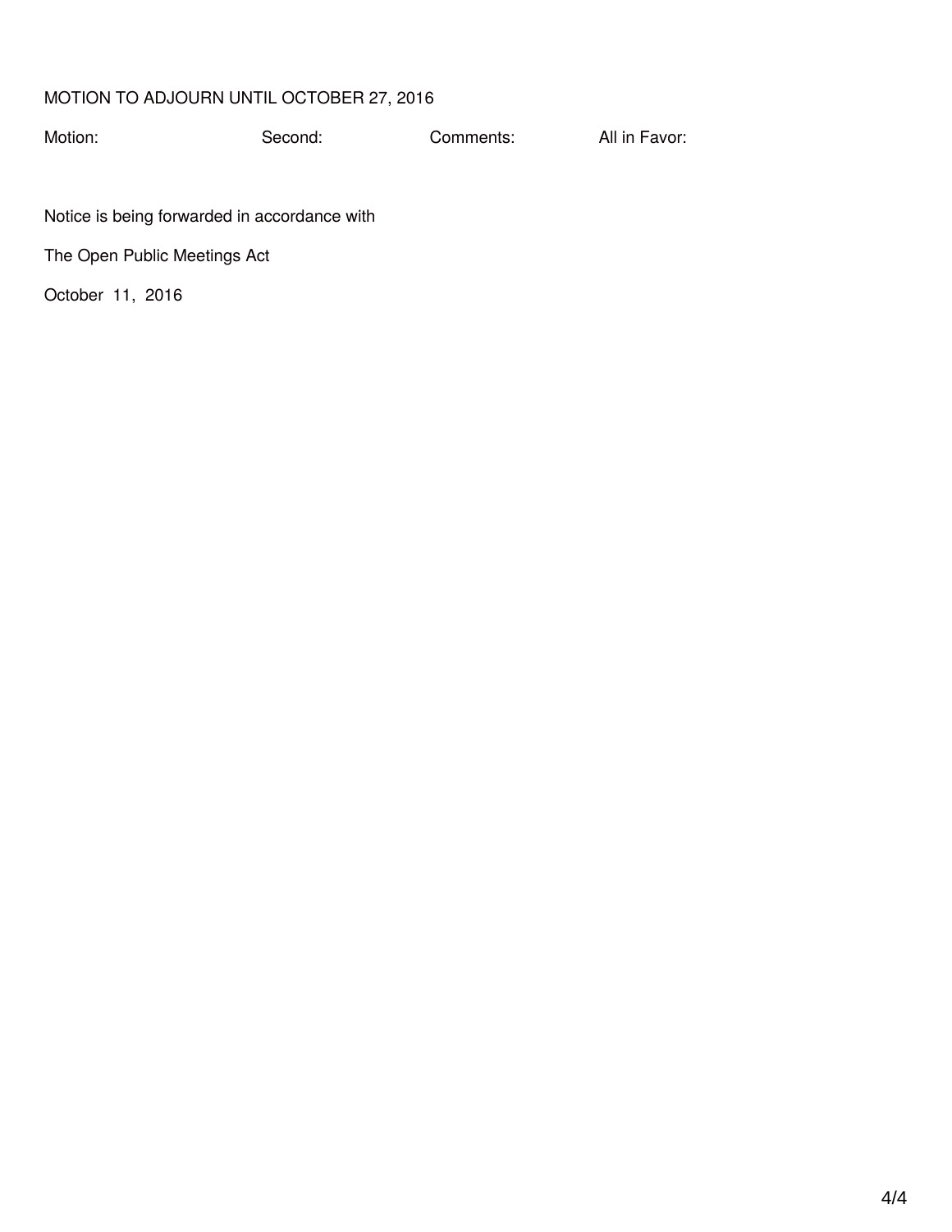MOTION TO ADJOURN UNTIL OCTOBER 27, 2016

Motion: Second: Comments: All in Favor:

Notice is being forwarded in accordance with

The Open Public Meetings Act

October 11, 2016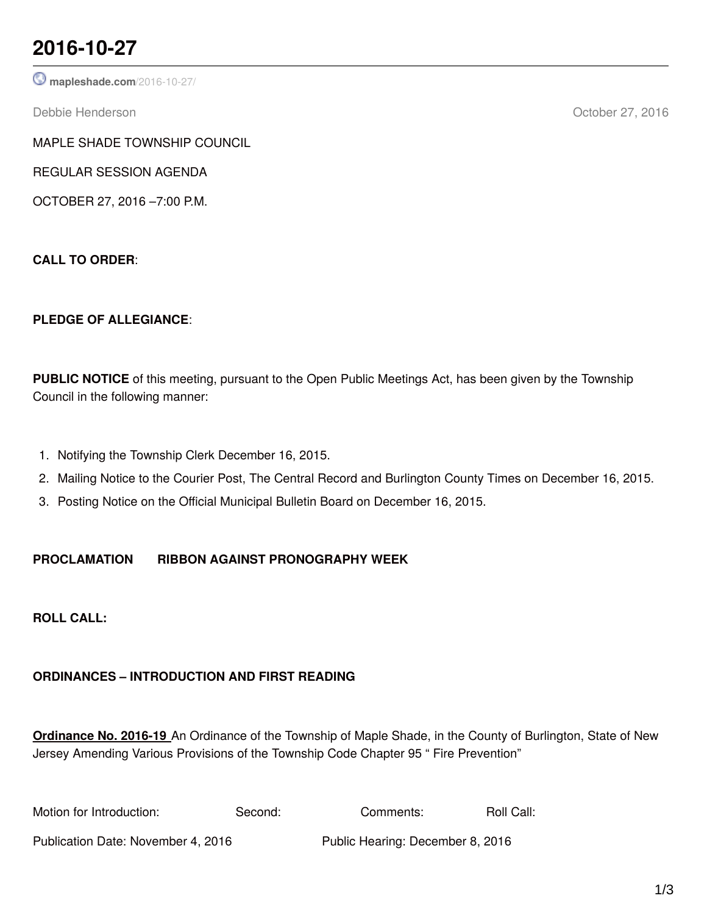# 2016-10-27

mapleshade.com/2016-10-27/

Debbie Henderson October 27, 2016

MAPLE SHADE TOWNSHIP COUNCIL

REGULAR SESSION AGENDA

OCTOBER 27, 2016 –7:00 P.M.

**CALL TO ORDER**:

**PLEDGE OF ALLEGIANCE**:

**PUBLIC NOTICE** of this meeting, pursuant to the Open Public Meetings Act, has been given by the Township Council in the following manner:

1. Notifying the Township Clerk December 16, 2015.
2. Mailing Notice to the Courier Post, The Central Record and Burlington County Times on December 16, 2015.
3. Posting Notice on the Official Municipal Bulletin Board on December 16, 2015.

**PROCLAMATION RIBBON AGAINST PRONOGRAPHY WEEK**

**ROLL CALL:**

**ORDINANCES – INTRODUCTION AND FIRST READING**

**Ordinance No. 2016-19** An Ordinance of the Township of Maple Shade, in the County of Burlington, State of New Jersey Amending Various Provisions of the Township Code Chapter 95 " Fire Prevention"

Motion for Introduction: Second: Comments: Roll Call:

Publication Date: November 4, 2016 Public Hearing: December 8, 2016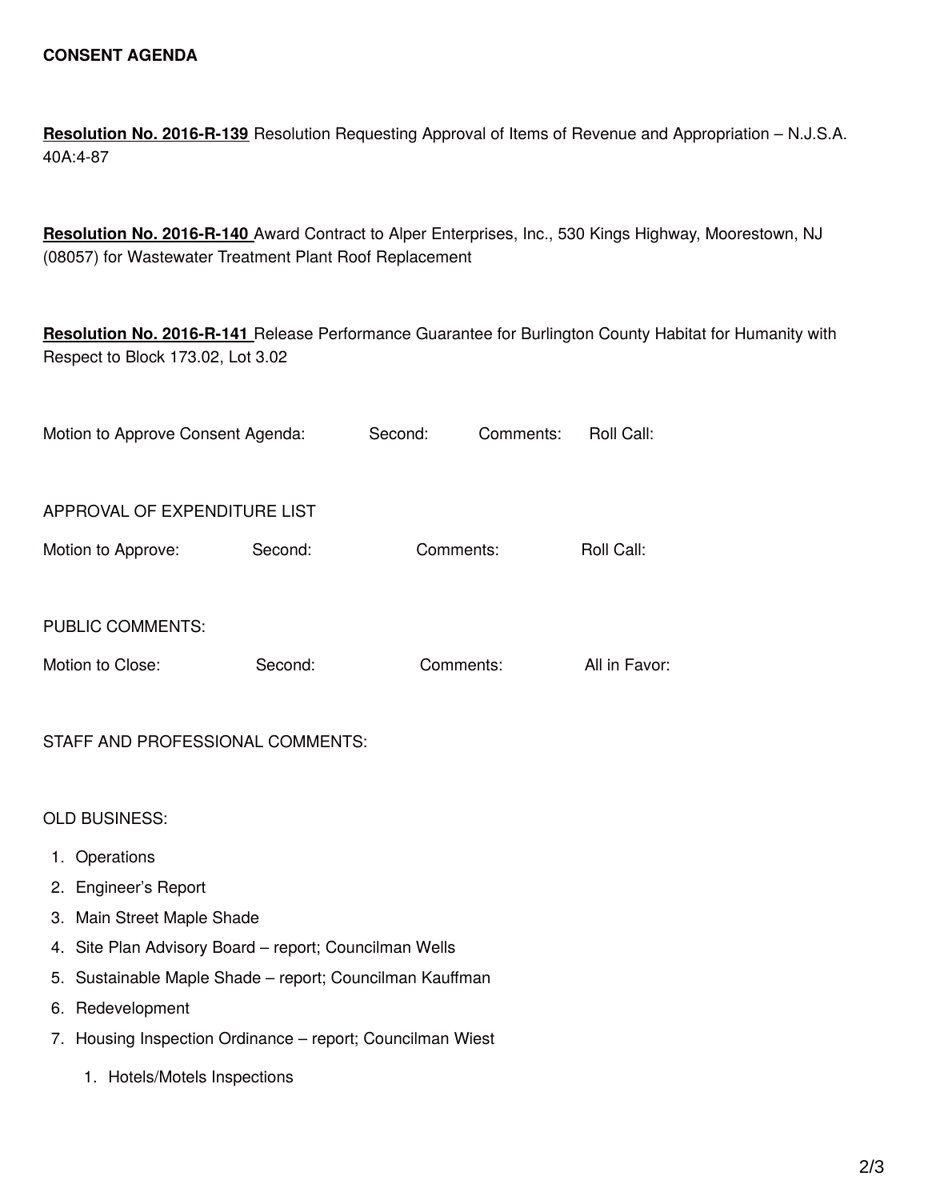**CONSENT AGENDA**

**Resolution No. 2016-R-139** Resolution Requesting Approval of Items of Revenue and Appropriation – N.J.S.A. 40A:4-87

**Resolution No. 2016-R-140** Award Contract to Alper Enterprises, Inc., 530 Kings Highway, Moorestown, NJ (08057) for Wastewater Treatment Plant Roof Replacement

**Resolution No. 2016-R-141** Release Performance Guarantee for Burlington County Habitat for Humanity with Respect to Block 173.02, Lot 3.02

Motion to Approve Consent Agenda: Second: Comments: Roll Call:

APPROVAL OF EXPENDITURE LIST

Motion to Approve: Second: Comments: Roll Call:

PUBLIC COMMENTS:

Motion to Close: Second: Comments: All in Favor:

STAFF AND PROFESSIONAL COMMENTS:

OLD BUSINESS:

1. Operations
2. Engineer's Report
3. Main Street Maple Shade
4. Site Plan Advisory Board – report; Councilman Wells
5. Sustainable Maple Shade – report; Councilman Kauffman
6. Redevelopment
7. Housing Inspection Ordinance – report; Councilman Wiest
    1. Hotels/Motels Inspections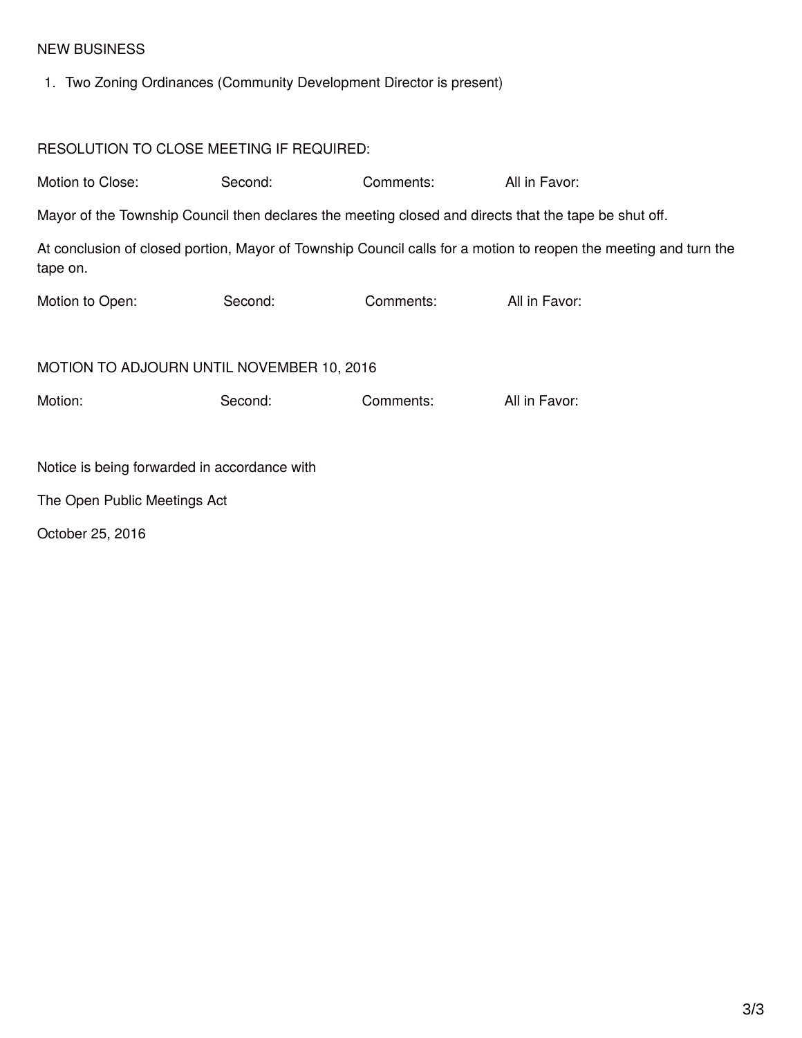NEW BUSINESS

1. Two Zoning Ordinances (Community Development Director is present)

RESOLUTION TO CLOSE MEETING IF REQUIRED:

| Motion to Close: | Second: | Comments: | All in Favor: |
|---|---|---|---|

Mayor of the Township Council then declares the meeting closed and directs that the tape be shut off.

At conclusion of closed portion, Mayor of Township Council calls for a motion to reopen the meeting and turn the tape on.

| Motion to Open: | Second: | Comments: | All in Favor: |
|---|---|---|---|

MOTION TO ADJOURN UNTIL NOVEMBER 10, 2016

| Motion: | Second: | Comments: | All in Favor: |
|---|---|---|---|

Notice is being forwarded in accordance with

The Open Public Meetings Act

October 25, 2016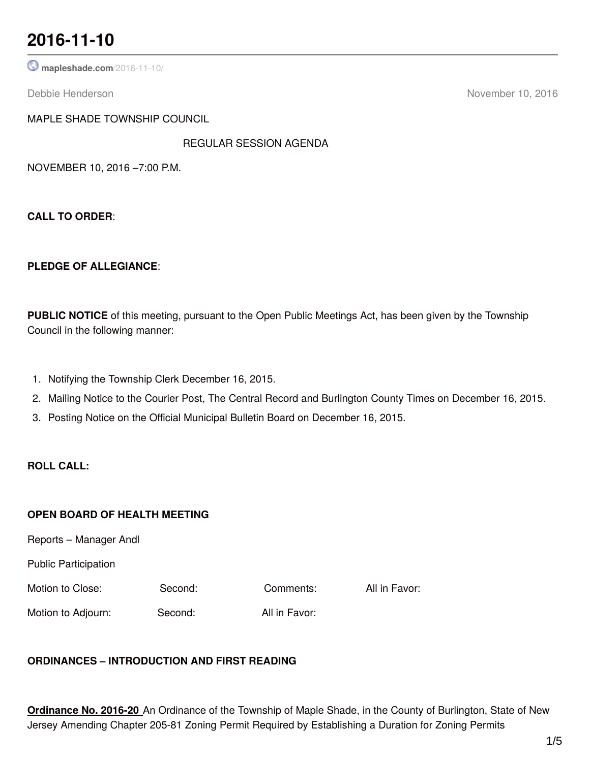# 2016-11-10

mapleshade.com/2016-11-10/

Debbie Henderson November 10, 2016

MAPLE SHADE TOWNSHIP COUNCIL

REGULAR SESSION AGENDA

NOVEMBER 10, 2016 –7:00 P.M.

**CALL TO ORDER**:

**PLEDGE OF ALLEGIANCE**:

**PUBLIC NOTICE** of this meeting, pursuant to the Open Public Meetings Act, has been given by the Township Council in the following manner:

1. Notifying the Township Clerk December 16, 2015.
2. Mailing Notice to the Courier Post, The Central Record and Burlington County Times on December 16, 2015.
3. Posting Notice on the Official Municipal Bulletin Board on December 16, 2015.

**ROLL CALL:**

**OPEN BOARD OF HEALTH MEETING**

Reports – Manager Andl

Public Participation

Motion to Close: Second: Comments: All in Favor:

Motion to Adjourn: Second: All in Favor:

**ORDINANCES – INTRODUCTION AND FIRST READING**

**Ordinance No. 2016-20** An Ordinance of the Township of Maple Shade, in the County of Burlington, State of New Jersey Amending Chapter 205-81 Zoning Permit Required by Establishing a Duration for Zoning Permits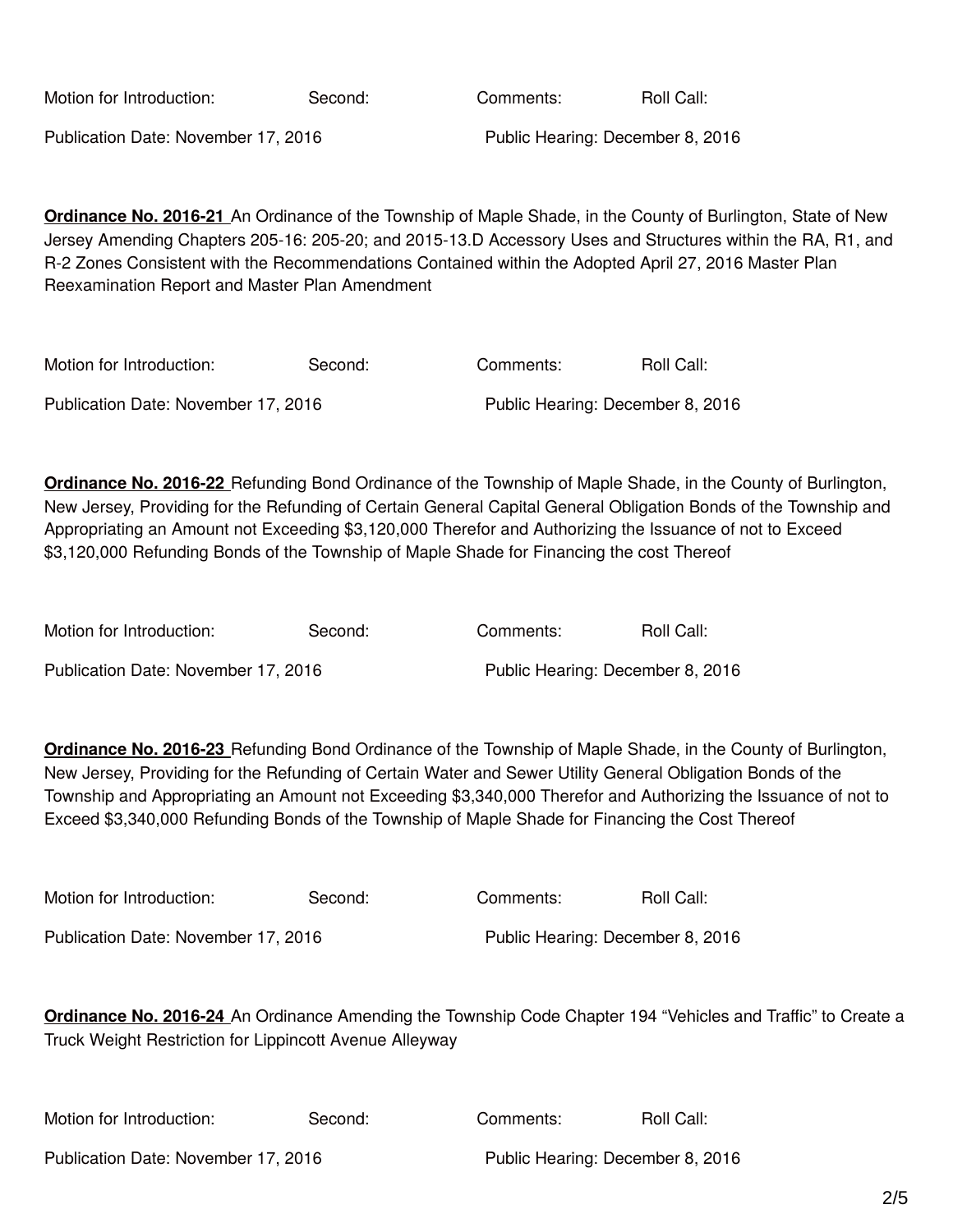Motion for Introduction: Second: Comments: Roll Call:

Publication Date: November 17, 2016 Public Hearing: December 8, 2016

**Ordinance No. 2016-21** An Ordinance of the Township of Maple Shade, in the County of Burlington, State of New Jersey Amending Chapters 205-16: 205-20; and 2015-13.D Accessory Uses and Structures within the RA, R1, and R-2 Zones Consistent with the Recommendations Contained within the Adopted April 27, 2016 Master Plan Reexamination Report and Master Plan Amendment

Motion for Introduction: Second: Comments: Roll Call:

Publication Date: November 17, 2016 Public Hearing: December 8, 2016

**Ordinance No. 2016-22** Refunding Bond Ordinance of the Township of Maple Shade, in the County of Burlington, New Jersey, Providing for the Refunding of Certain General Capital General Obligation Bonds of the Township and Appropriating an Amount not Exceeding $3,120,000 Therefor and Authorizing the Issuance of not to Exceed $3,120,000 Refunding Bonds of the Township of Maple Shade for Financing the cost Thereof

Motion for Introduction: Second: Comments: Roll Call:

Publication Date: November 17, 2016 Public Hearing: December 8, 2016

**Ordinance No. 2016-23** Refunding Bond Ordinance of the Township of Maple Shade, in the County of Burlington, New Jersey, Providing for the Refunding of Certain Water and Sewer Utility General Obligation Bonds of the Township and Appropriating an Amount not Exceeding $3,340,000 Therefor and Authorizing the Issuance of not to Exceed $3,340,000 Refunding Bonds of the Township of Maple Shade for Financing the Cost Thereof

Motion for Introduction: Second: Comments: Roll Call:

Publication Date: November 17, 2016 Public Hearing: December 8, 2016

**Ordinance No. 2016-24** An Ordinance Amending the Township Code Chapter 194 "Vehicles and Traffic" to Create a Truck Weight Restriction for Lippincott Avenue Alleyway

Motion for Introduction: Second: Comments: Roll Call:

Publication Date: November 17, 2016 Public Hearing: December 8, 2016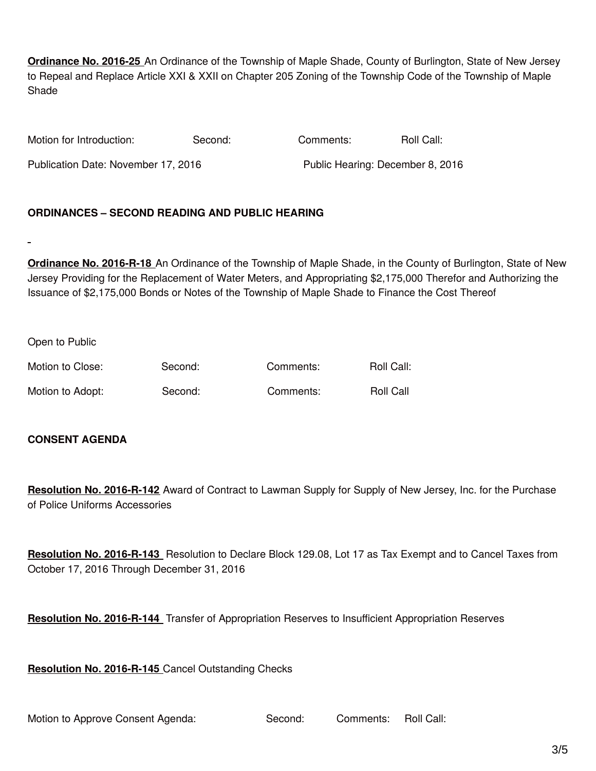**Ordinance No. 2016-25** An Ordinance of the Township of Maple Shade, County of Burlington, State of New Jersey to Repeal and Replace Article XXI & XXII on Chapter 205 Zoning of the Township Code of the Township of Maple Shade

Motion for Introduction: Second: Comments: Roll Call:

Publication Date: November 17, 2016 Public Hearing: December 8, 2016

**ORDINANCES – SECOND READING AND PUBLIC HEARING**

**Ordinance No. 2016-R-18** An Ordinance of the Township of Maple Shade, in the County of Burlington, State of New Jersey Providing for the Replacement of Water Meters, and Appropriating $2,175,000 Therefor and Authorizing the Issuance of $2,175,000 Bonds or Notes of the Township of Maple Shade to Finance the Cost Thereof

Open to Public

Motion to Close: Second: Comments: Roll Call:

Motion to Adopt: Second: Comments: Roll Call

**CONSENT AGENDA**

**Resolution No. 2016-R-142** Award of Contract to Lawman Supply for Supply of New Jersey, Inc. for the Purchase of Police Uniforms Accessories

**Resolution No. 2016-R-143** Resolution to Declare Block 129.08, Lot 17 as Tax Exempt and to Cancel Taxes from October 17, 2016 Through December 31, 2016

**Resolution No. 2016-R-144** Transfer of Appropriation Reserves to Insufficient Appropriation Reserves

**Resolution No. 2016-R-145** Cancel Outstanding Checks

Motion to Approve Consent Agenda: Second: Comments: Roll Call: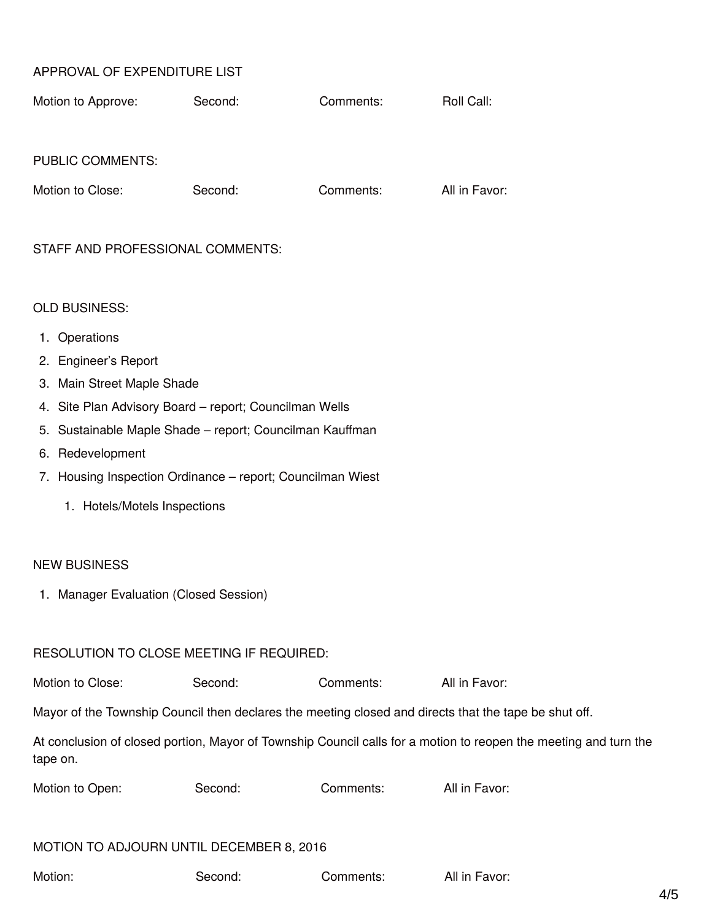APPROVAL OF EXPENDITURE LIST

Motion to Approve: Second: Comments: Roll Call:

PUBLIC COMMENTS:

Motion to Close: Second: Comments: All in Favor:

STAFF AND PROFESSIONAL COMMENTS:

OLD BUSINESS:

1. Operations
2. Engineer's Report
3. Main Street Maple Shade
4. Site Plan Advisory Board – report; Councilman Wells
5. Sustainable Maple Shade – report; Councilman Kauffman
6. Redevelopment
7. Housing Inspection Ordinance – report; Councilman Wiest
    1. Hotels/Motels Inspections

NEW BUSINESS

1. Manager Evaluation (Closed Session)

RESOLUTION TO CLOSE MEETING IF REQUIRED:

Motion to Close: Second: Comments: All in Favor:

Mayor of the Township Council then declares the meeting closed and directs that the tape be shut off.

At conclusion of closed portion, Mayor of Township Council calls for a motion to reopen the meeting and turn the tape on.

Motion to Open: Second: Comments: All in Favor:

MOTION TO ADJOURN UNTIL DECEMBER 8, 2016

Motion: Second: Comments: All in Favor: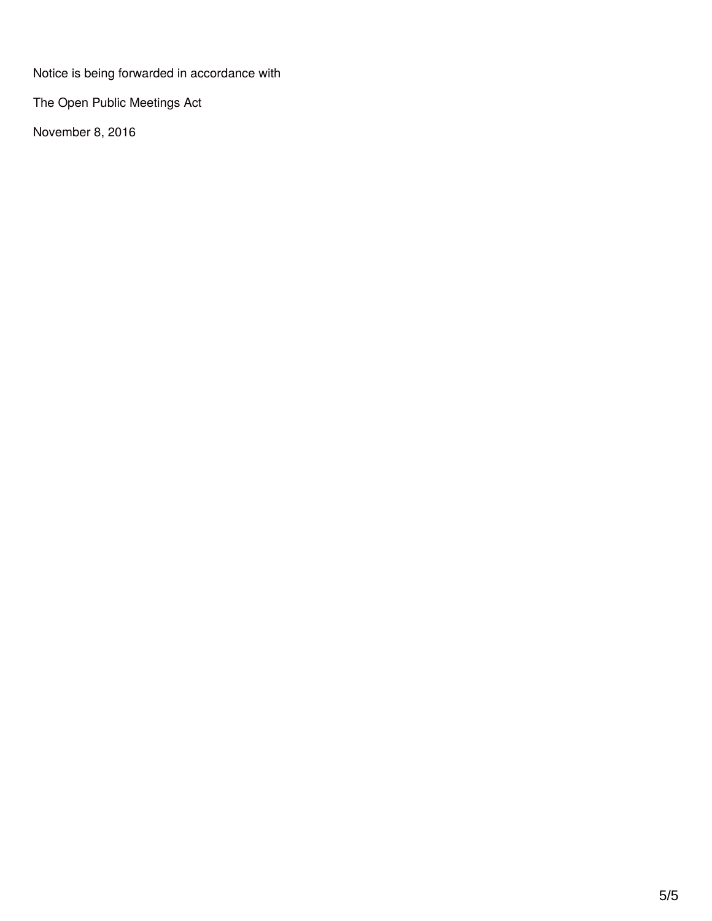Notice is being forwarded in accordance with

The Open Public Meetings Act

November 8, 2016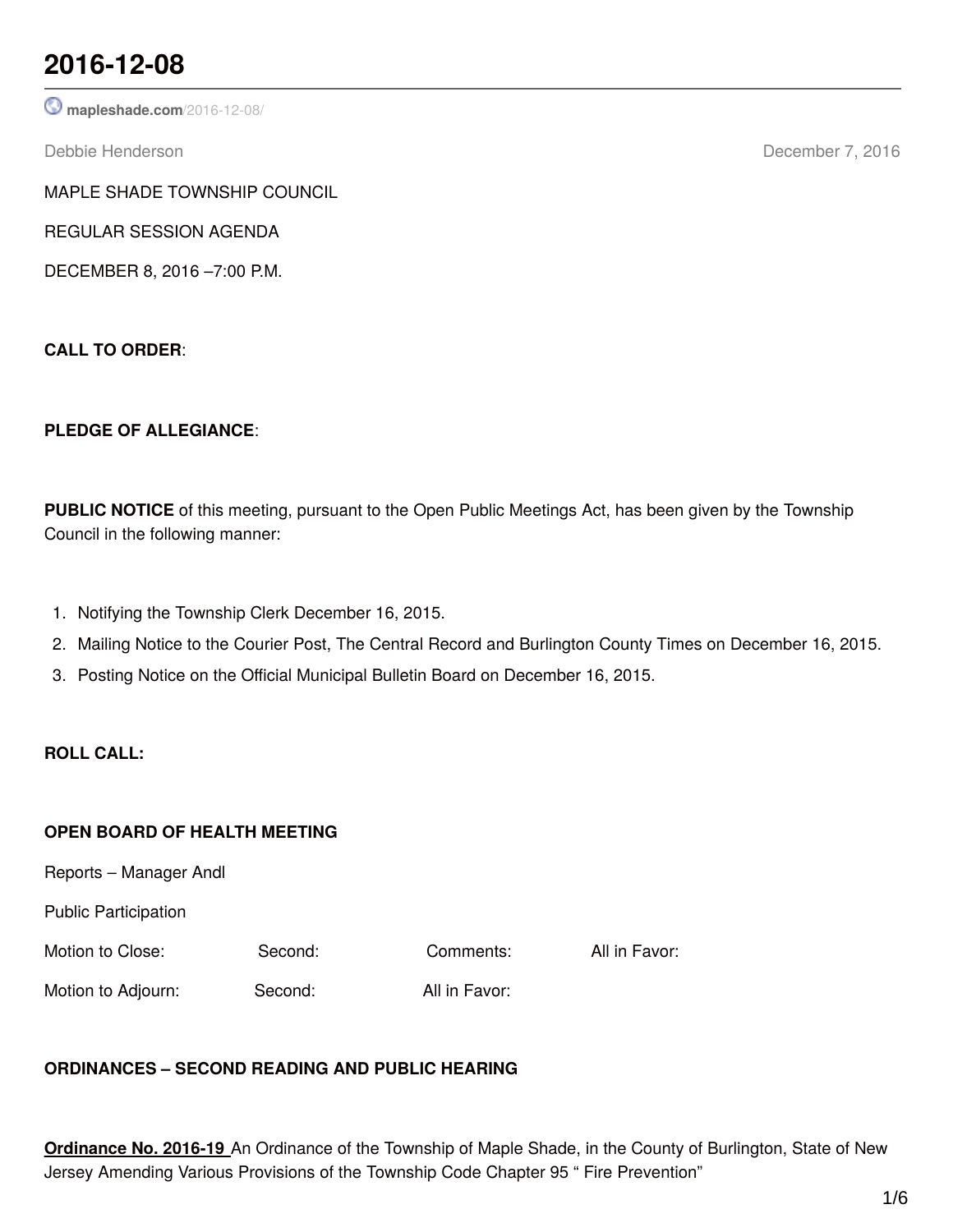# 2016-12-08

mapleshade.com/2016-12-08/

Debbie Henderson December 7, 2016

MAPLE SHADE TOWNSHIP COUNCIL

REGULAR SESSION AGENDA

DECEMBER 8, 2016 –7:00 P.M.

**CALL TO ORDER**:

**PLEDGE OF ALLEGIANCE**:

**PUBLIC NOTICE** of this meeting, pursuant to the Open Public Meetings Act, has been given by the Township Council in the following manner:

1. Notifying the Township Clerk December 16, 2015.
2. Mailing Notice to the Courier Post, The Central Record and Burlington County Times on December 16, 2015.
3. Posting Notice on the Official Municipal Bulletin Board on December 16, 2015.

**ROLL CALL:**

**OPEN BOARD OF HEALTH MEETING**

Reports – Manager Andl

Public Participation

Motion to Close: Second: Comments: All in Favor:

Motion to Adjourn: Second: All in Favor:

**ORDINANCES – SECOND READING AND PUBLIC HEARING**

**Ordinance No. 2016-19** An Ordinance of the Township of Maple Shade, in the County of Burlington, State of New Jersey Amending Various Provisions of the Township Code Chapter 95 " Fire Prevention"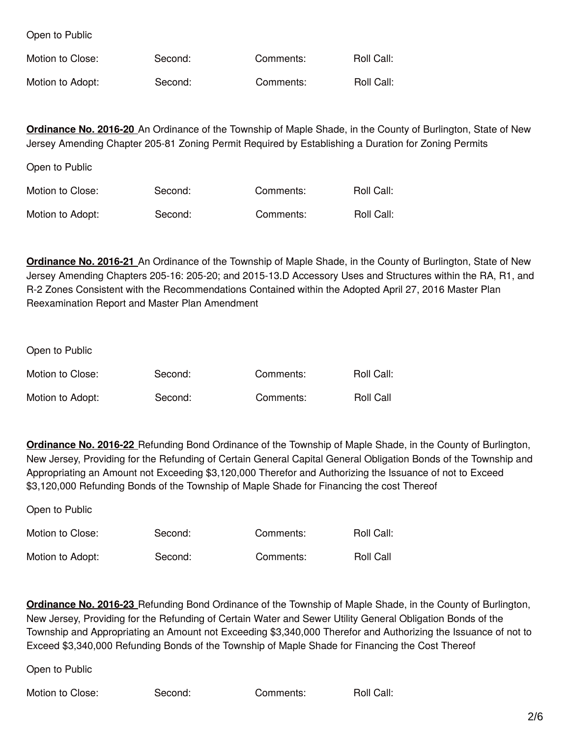Open to Public

Motion to Close: Second: Comments: Roll Call:

Motion to Adopt: Second: Comments: Roll Call:

**Ordinance No. 2016-20** An Ordinance of the Township of Maple Shade, in the County of Burlington, State of New Jersey Amending Chapter 205-81 Zoning Permit Required by Establishing a Duration for Zoning Permits

Open to Public

Motion to Close: Second: Comments: Roll Call:

Motion to Adopt: Second: Comments: Roll Call:

**Ordinance No. 2016-21** An Ordinance of the Township of Maple Shade, in the County of Burlington, State of New Jersey Amending Chapters 205-16: 205-20; and 2015-13.D Accessory Uses and Structures within the RA, R1, and R-2 Zones Consistent with the Recommendations Contained within the Adopted April 27, 2016 Master Plan Reexamination Report and Master Plan Amendment

Open to Public

Motion to Close: Second: Comments: Roll Call:

Motion to Adopt: Second: Comments: Roll Call

**Ordinance No. 2016-22** Refunding Bond Ordinance of the Township of Maple Shade, in the County of Burlington, New Jersey, Providing for the Refunding of Certain General Capital General Obligation Bonds of the Township and Appropriating an Amount not Exceeding $3,120,000 Therefor and Authorizing the Issuance of not to Exceed $3,120,000 Refunding Bonds of the Township of Maple Shade for Financing the cost Thereof

Open to Public

Motion to Close: Second: Comments: Roll Call:

Motion to Adopt: Second: Comments: Roll Call

**Ordinance No. 2016-23** Refunding Bond Ordinance of the Township of Maple Shade, in the County of Burlington, New Jersey, Providing for the Refunding of Certain Water and Sewer Utility General Obligation Bonds of the Township and Appropriating an Amount not Exceeding $3,340,000 Therefor and Authorizing the Issuance of not to Exceed $3,340,000 Refunding Bonds of the Township of Maple Shade for Financing the Cost Thereof

Open to Public

Motion to Close: Second: Comments: Roll Call: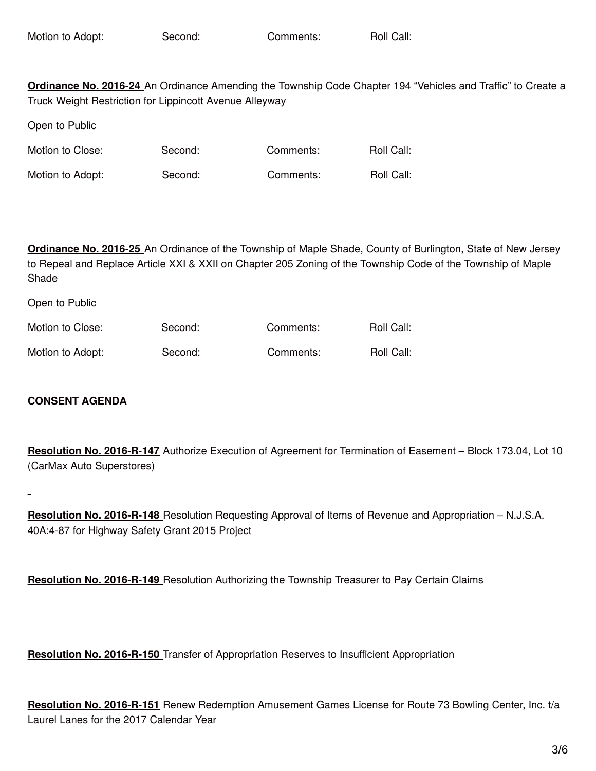Motion to Adopt: Second: Comments: Roll Call:

**Ordinance No. 2016-24** An Ordinance Amending the Township Code Chapter 194 “Vehicles and Traffic” to Create a Truck Weight Restriction for Lippincott Avenue Alleyway

Open to Public

Motion to Close: Second: Comments: Roll Call:

Motion to Adopt: Second: Comments: Roll Call:

**Ordinance No. 2016-25** An Ordinance of the Township of Maple Shade, County of Burlington, State of New Jersey to Repeal and Replace Article XXI & XXII on Chapter 205 Zoning of the Township Code of the Township of Maple Shade

Open to Public

Motion to Close: Second: Comments: Roll Call:

Motion to Adopt: Second: Comments: Roll Call:

**CONSENT AGENDA**

**Resolution No. 2016-R-147** Authorize Execution of Agreement for Termination of Easement – Block 173.04, Lot 10 (CarMax Auto Superstores)

**Resolution No. 2016-R-148** Resolution Requesting Approval of Items of Revenue and Appropriation – N.J.S.A. 40A:4-87 for Highway Safety Grant 2015 Project

**Resolution No. 2016-R-149** Resolution Authorizing the Township Treasurer to Pay Certain Claims

**Resolution No. 2016-R-150** Transfer of Appropriation Reserves to Insufficient Appropriation

**Resolution No. 2016-R-151** Renew Redemption Amusement Games License for Route 73 Bowling Center, Inc. t/a Laurel Lanes for the 2017 Calendar Year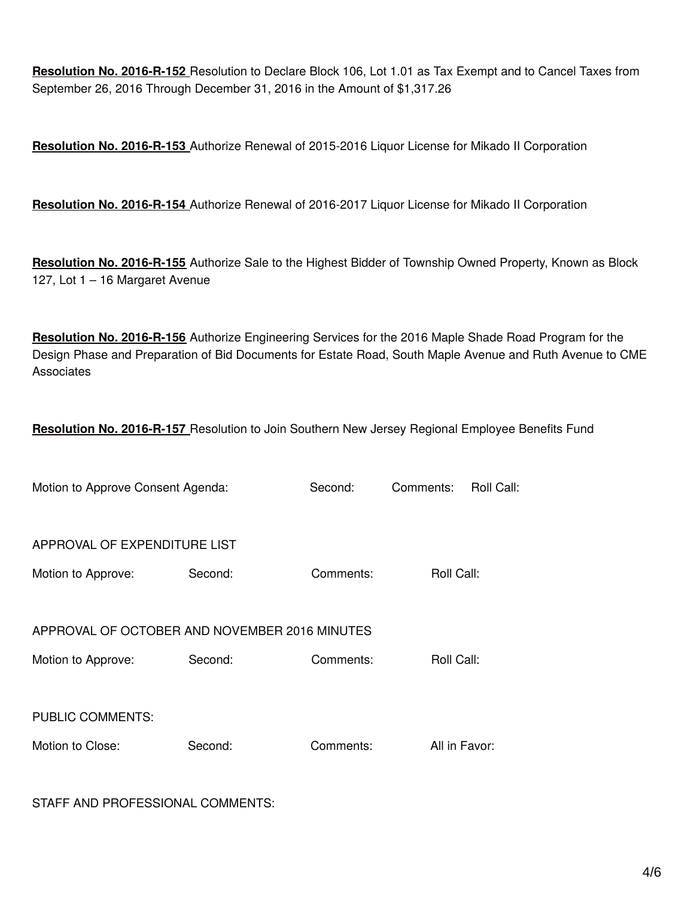**Resolution No. 2016-R-152** Resolution to Declare Block 106, Lot 1.01 as Tax Exempt and to Cancel Taxes from September 26, 2016 Through December 31, 2016 in the Amount of $1,317.26

**Resolution No. 2016-R-153** Authorize Renewal of 2015-2016 Liquor License for Mikado II Corporation

**Resolution No. 2016-R-154** Authorize Renewal of 2016-2017 Liquor License for Mikado II Corporation

**Resolution No. 2016-R-155** Authorize Sale to the Highest Bidder of Township Owned Property, Known as Block 127, Lot 1 – 16 Margaret Avenue

**Resolution No. 2016-R-156** Authorize Engineering Services for the 2016 Maple Shade Road Program for the Design Phase and Preparation of Bid Documents for Estate Road, South Maple Avenue and Ruth Avenue to CME Associates

**Resolution No. 2016-R-157** Resolution to Join Southern New Jersey Regional Employee Benefits Fund

Motion to Approve Consent Agenda: Second: Comments: Roll Call:

APPROVAL OF EXPENDITURE LIST

Motion to Approve: Second: Comments: Roll Call:

APPROVAL OF OCTOBER AND NOVEMBER 2016 MINUTES

Motion to Approve: Second: Comments: Roll Call:

PUBLIC COMMENTS:

Motion to Close: Second: Comments: All in Favor:

STAFF AND PROFESSIONAL COMMENTS: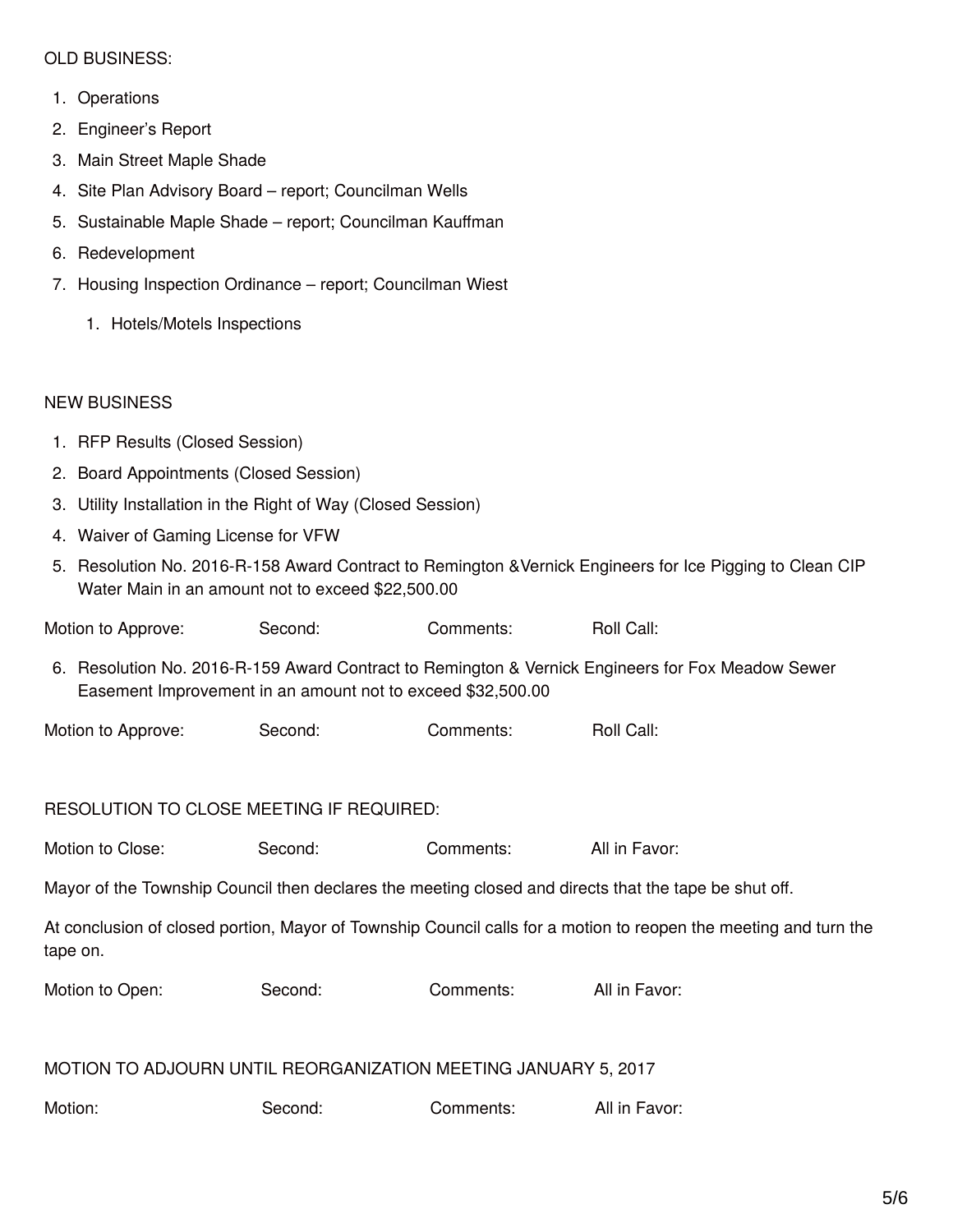OLD BUSINESS:

1. Operations
2. Engineer's Report
3. Main Street Maple Shade
4. Site Plan Advisory Board – report; Councilman Wells
5. Sustainable Maple Shade – report; Councilman Kauffman
6. Redevelopment
7. Housing Inspection Ordinance – report; Councilman Wiest
    1. Hotels/Motels Inspections

NEW BUSINESS

1. RFP Results (Closed Session)
2. Board Appointments (Closed Session)
3. Utility Installation in the Right of Way (Closed Session)
4. Waiver of Gaming License for VFW
5. Resolution No. 2016-R-158 Award Contract to Remington &Vernick Engineers for Ice Pigging to Clean CIP Water Main in an amount not to exceed $22,500.00

Motion to Approve: Second: Comments: Roll Call:

6. Resolution No. 2016-R-159 Award Contract to Remington & Vernick Engineers for Fox Meadow Sewer Easement Improvement in an amount not to exceed $32,500.00

Motion to Approve: Second: Comments: Roll Call:

RESOLUTION TO CLOSE MEETING IF REQUIRED:

Motion to Close: Second: Comments: All in Favor:

Mayor of the Township Council then declares the meeting closed and directs that the tape be shut off.

At conclusion of closed portion, Mayor of Township Council calls for a motion to reopen the meeting and turn the tape on.

Motion to Open: Second: Comments: All in Favor:

MOTION TO ADJOURN UNTIL REORGANIZATION MEETING JANUARY 5, 2017

Motion: Second: Comments: All in Favor: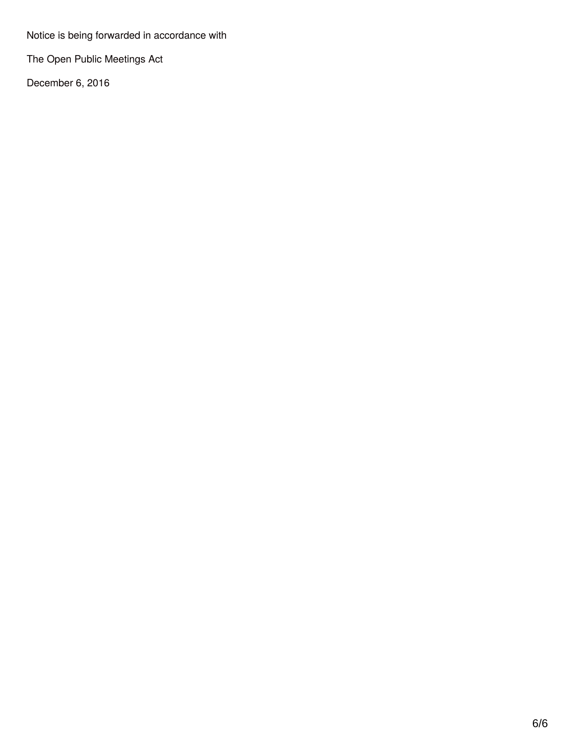Notice is being forwarded in accordance with

The Open Public Meetings Act

December 6, 2016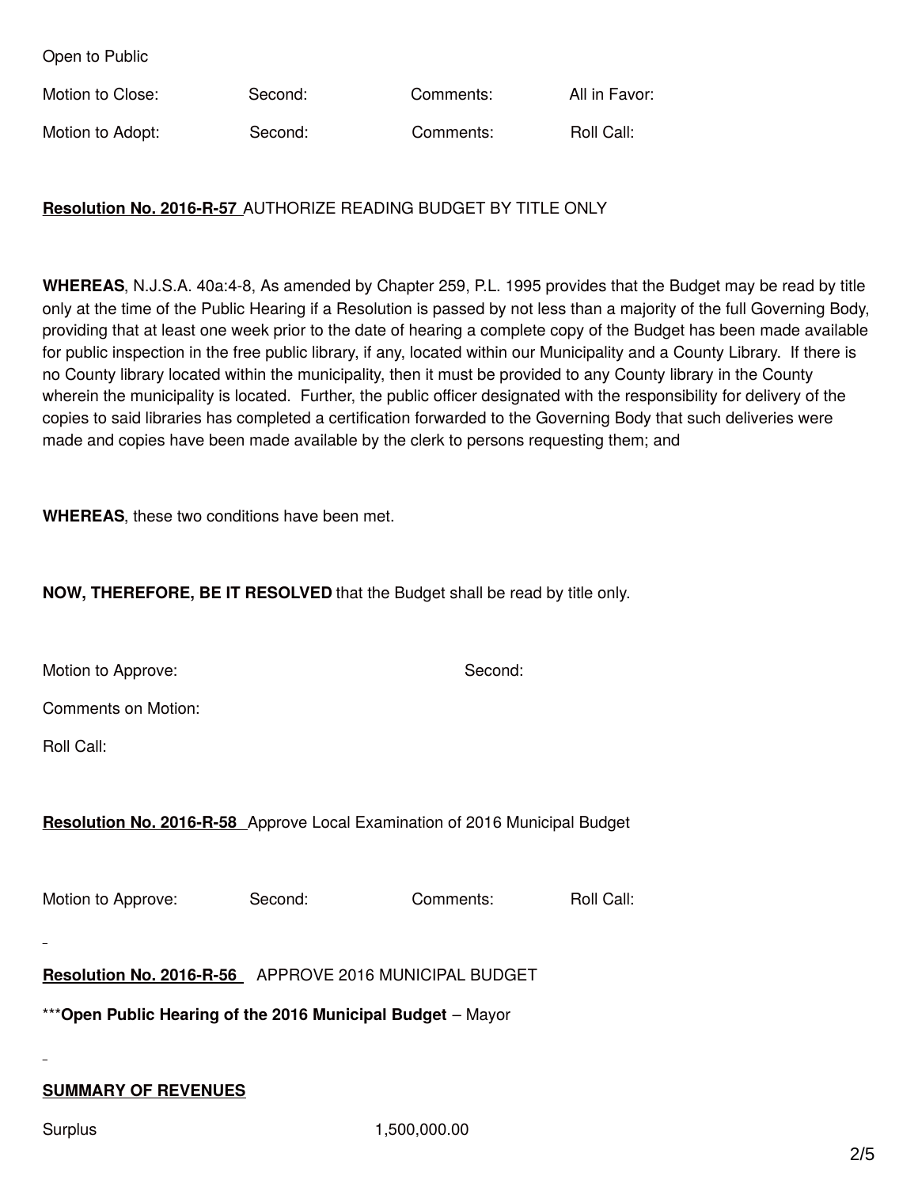Open to Public

| Motion to Close: | Second: | Comments: | All in Favor: |
|---|---|---|---|
| Motion to Adopt: | Second: | Comments: | Roll Call: |

**Resolution No. 2016-R-57** AUTHORIZE READING BUDGET BY TITLE ONLY

**WHEREAS**, N.J.S.A. 40a:4-8, As amended by Chapter 259, P.L. 1995 provides that the Budget may be read by title only at the time of the Public Hearing if a Resolution is passed by not less than a majority of the full Governing Body, providing that at least one week prior to the date of hearing a complete copy of the Budget has been made available for public inspection in the free public library, if any, located within our Municipality and a County Library. If there is no County library located within the municipality, then it must be provided to any County library in the County wherein the municipality is located. Further, the public officer designated with the responsibility for delivery of the copies to said libraries has completed a certification forwarded to the Governing Body that such deliveries were made and copies have been made available by the clerk to persons requesting them; and

**WHEREAS**, these two conditions have been met.

**NOW, THEREFORE, BE IT RESOLVED** that the Budget shall be read by title only.

Motion to Approve: Second:

Comments on Motion:

Roll Call:

**Resolution No. 2016-R-58** Approve Local Examination of 2016 Municipal Budget

| Motion to Approve: | Second: | Comments: | Roll Call: |
|---|---|---|---|

**Resolution No. 2016-R-56** APPROVE 2016 MUNICIPAL BUDGET

\*\*\***Open Public Hearing of the 2016 Municipal Budget** – Mayor

**SUMMARY OF REVENUES**

| Surplus | 1,500,000.00 |
|---|---|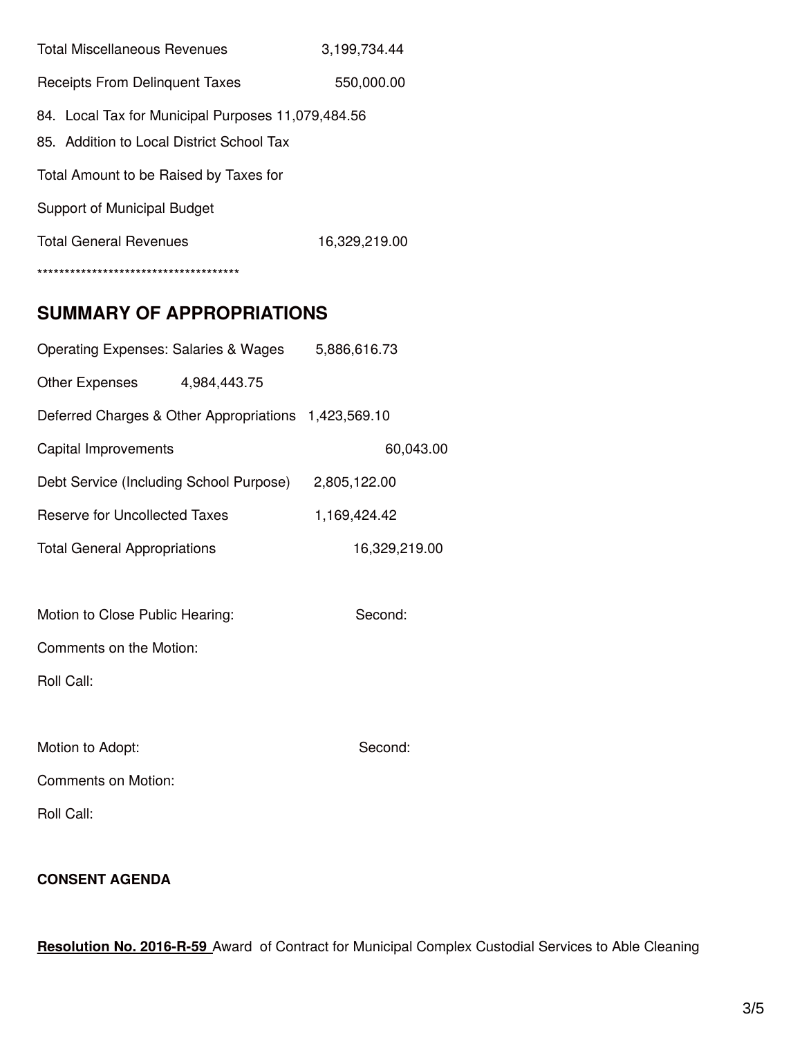Total Miscellaneous Revenues 3,199,734.44

Receipts From Delinquent Taxes 550,000.00

84. Local Tax for Municipal Purposes 11,079,484.56
85. Addition to Local District School Tax

Total Amount to be Raised by Taxes for

Support of Municipal Budget

Total General Revenues 16,329,219.00

*************************************

## SUMMARY OF APPROPRIATIONS

Operating Expenses: Salaries & Wages 5,886,616.73

Other Expenses 4,984,443.75

Deferred Charges & Other Appropriations 1,423,569.10

Capital Improvements 60,043.00

Debt Service (Including School Purpose) 2,805,122.00

Reserve for Uncollected Taxes 1,169,424.42

Total General Appropriations 16,329,219.00

Motion to Close Public Hearing: Second:

Comments on the Motion:

Roll Call:

Motion to Adopt: Second:

Comments on Motion:

Roll Call:

**CONSENT AGENDA**

**Resolution No. 2016-R-59** Award of Contract for Municipal Complex Custodial Services to Able Cleaning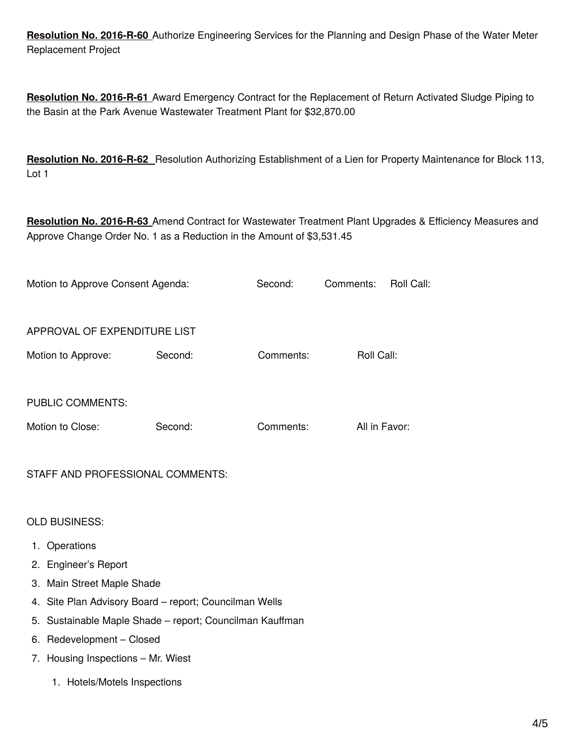**Resolution No. 2016-R-60** Authorize Engineering Services for the Planning and Design Phase of the Water Meter Replacement Project

**Resolution No. 2016-R-61** Award Emergency Contract for the Replacement of Return Activated Sludge Piping to the Basin at the Park Avenue Wastewater Treatment Plant for $32,870.00

**Resolution No. 2016-R-62** Resolution Authorizing Establishment of a Lien for Property Maintenance for Block 113, Lot 1

**Resolution No. 2016-R-63** Amend Contract for Wastewater Treatment Plant Upgrades & Efficiency Measures and Approve Change Order No. 1 as a Reduction in the Amount of $3,531.45

Motion to Approve Consent Agenda: Second: Comments: Roll Call:

APPROVAL OF EXPENDITURE LIST

Motion to Approve: Second: Comments: Roll Call:

PUBLIC COMMENTS:

Motion to Close: Second: Comments: All in Favor:

STAFF AND PROFESSIONAL COMMENTS:

OLD BUSINESS:

1. Operations
2. Engineer's Report
3. Main Street Maple Shade
4. Site Plan Advisory Board – report; Councilman Wells
5. Sustainable Maple Shade – report; Councilman Kauffman
6. Redevelopment – Closed
7. Housing Inspections – Mr. Wiest
    1. Hotels/Motels Inspections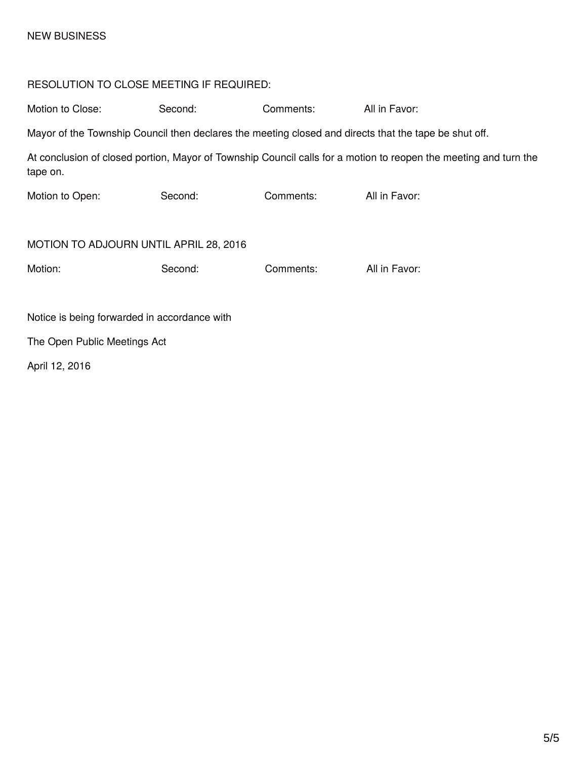NEW BUSINESS

RESOLUTION TO CLOSE MEETING IF REQUIRED:

| | | | |
|---|---|---|---|
| Motion to Close: | Second: | Comments: | All in Favor: |

Mayor of the Township Council then declares the meeting closed and directs that the tape be shut off.

At conclusion of closed portion, Mayor of Township Council calls for a motion to reopen the meeting and turn the tape on.

| | | | |
|---|---|---|---|
| Motion to Open: | Second: | Comments: | All in Favor: |

MOTION TO ADJOURN UNTIL APRIL 28, 2016

| | | | |
|---|---|---|---|
| Motion: | Second: | Comments: | All in Favor: |

Notice is being forwarded in accordance with

The Open Public Meetings Act

April 12, 2016